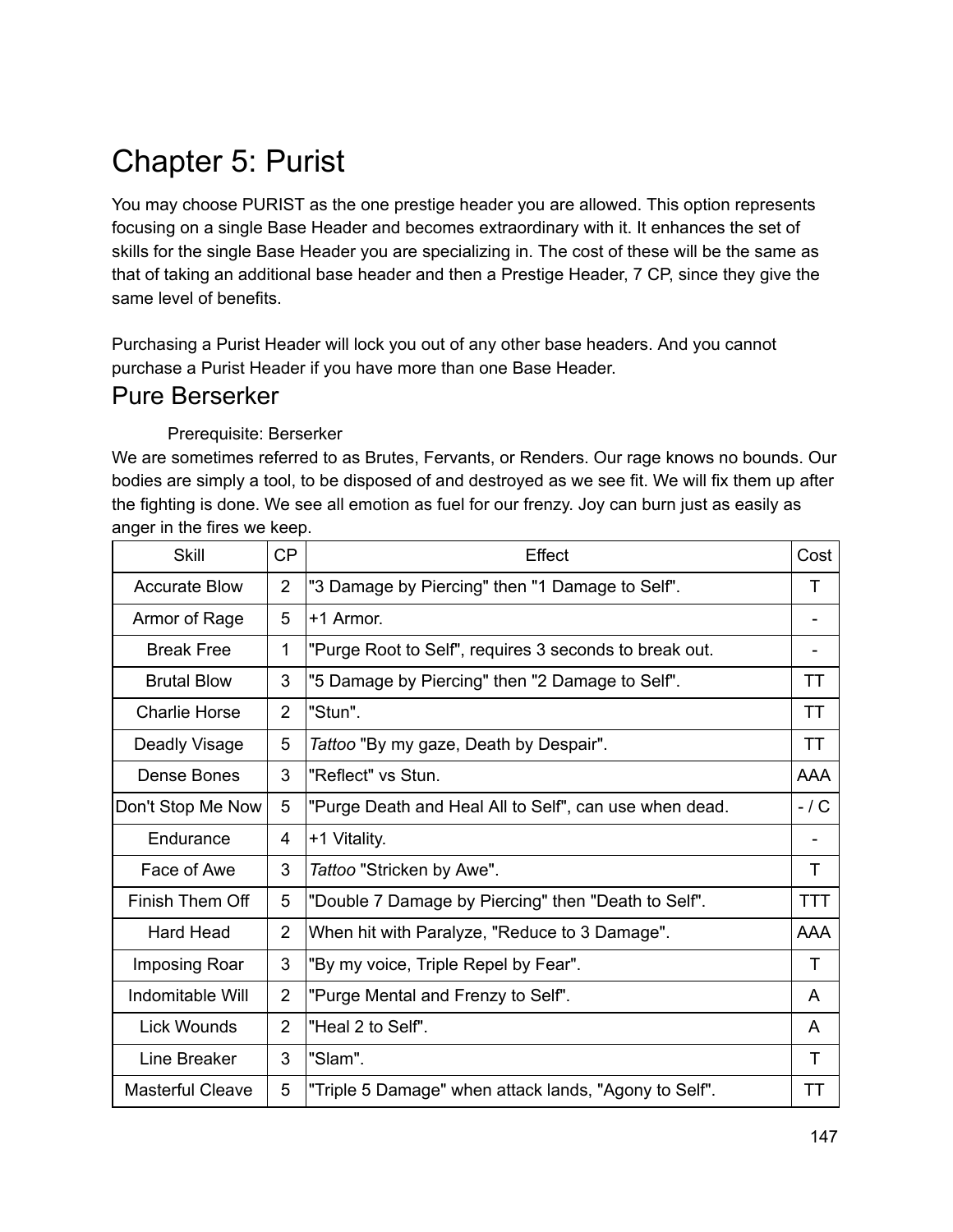# Chapter 5: Purist

You may choose PURIST as the one prestige header you are allowed. This option represents focusing on a single Base Header and becomes extraordinary with it. It enhances the set of skills for the single Base Header you are specializing in. The cost of these will be the same as that of taking an additional base header and then a Prestige Header, 7 CP, since they give the same level of benefits.

Purchasing a Purist Header will lock you out of any other base headers. And you cannot purchase a Purist Header if you have more than one Base Header.

## Pure Berserker

Prerequisite: Berserker

We are sometimes referred to as Brutes, Fervants, or Renders. Our rage knows no bounds. Our bodies are simply a tool, to be disposed of and destroyed as we see fit. We will fix them up after the fighting is done. We see all emotion as fuel for our frenzy. Joy can burn just as easily as anger in the fires we keep.

| Skill | CP | Effect | Cost |
|---|---|---|---|
| Accurate Blow | 2 | "3 Damage by Piercing" then "1 Damage to Self". | T |
| Armor of Rage | 5 | +1 Armor. | - |
| Break Free | 1 | "Purge Root to Self", requires 3 seconds to break out. | - |
| Brutal Blow | 3 | "5 Damage by Piercing" then "2 Damage to Self". | TT |
| Charlie Horse | 2 | "Stun". | TT |
| Deadly Visage | 5 | *Tattoo* "By my gaze, Death by Despair". | TT |
| Dense Bones | 3 | "Reflect" vs Stun. | AAA |
| Don't Stop Me Now | 5 | "Purge Death and Heal All to Self", can use when dead. | - / C |
| Endurance | 4 | +1 Vitality. | - |
| Face of Awe | 3 | *Tattoo* "Stricken by Awe". | T |
| Finish Them Off | 5 | "Double 7 Damage by Piercing" then "Death to Self". | TTT |
| Hard Head | 2 | When hit with Paralyze, "Reduce to 3 Damage". | AAA |
| Imposing Roar | 3 | "By my voice, Triple Repel by Fear". | T |
| Indomitable Will | 2 | "Purge Mental and Frenzy to Self". | A |
| Lick Wounds | 2 | "Heal 2 to Self". | A |
| Line Breaker | 3 | "Slam". | T |
| Masterful Cleave | 5 | "Triple 5 Damage" when attack lands, "Agony to Self". | TT |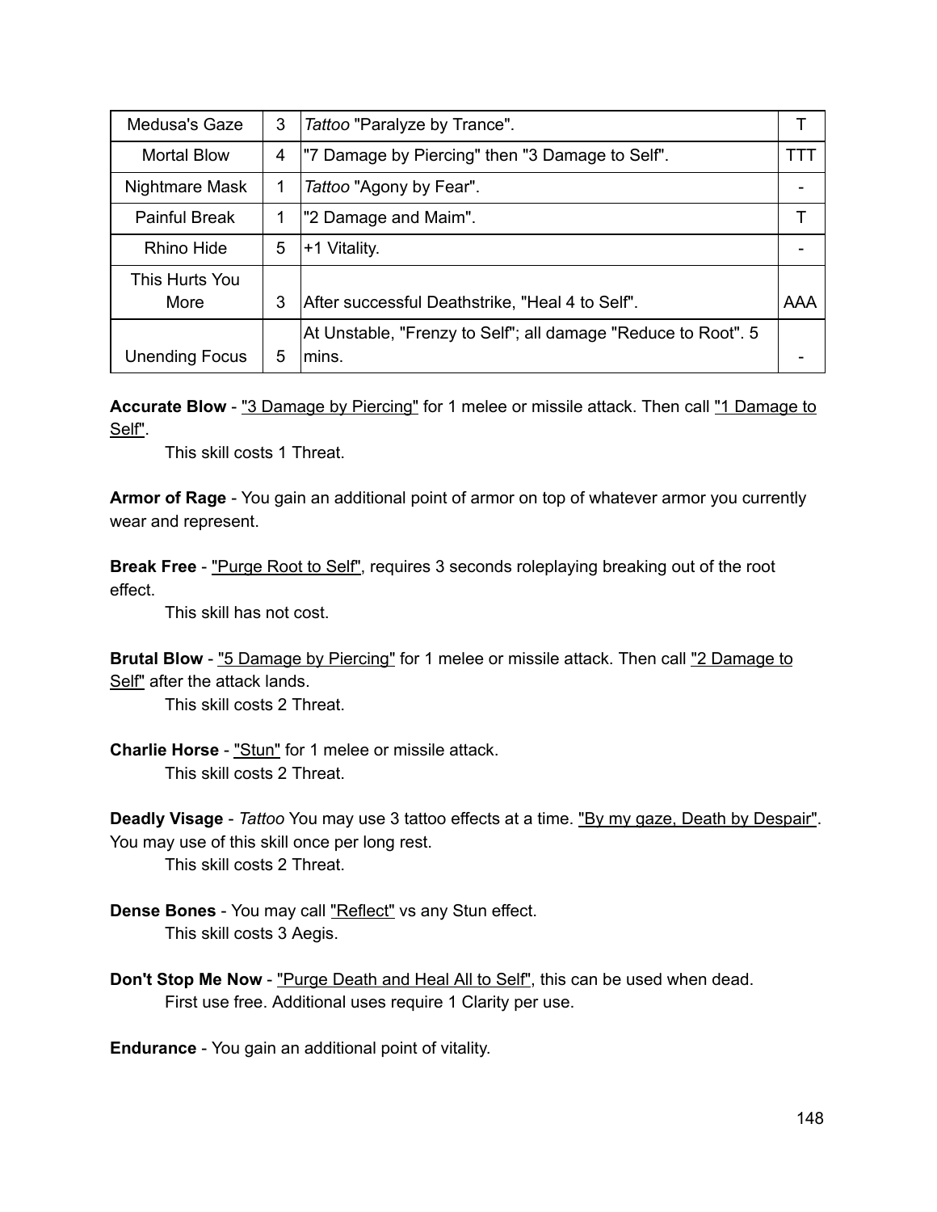| Medusa's Gaze | 3 | *Tattoo* "Paralyze by Trance". | T |
|---|---|---|---|
| Mortal Blow | 4 | "7 Damage by Piercing" then "3 Damage to Self". | TTT |
| Nightmare Mask | 1 | *Tattoo* "Agony by Fear". | - |
| Painful Break | 1 | "2 Damage and Maim". | T |
| Rhino Hide | 5 | +1 Vitality. | - |
| This Hurts You More | 3 | After successful Deathstrike, "Heal 4 to Self". | AAA |
| Unending Focus | 5 | At Unstable, "Frenzy to Self"; all damage "Reduce to Root". 5 mins. | - |

**Accurate Blow** - "3 Damage by Piercing" for 1 melee or missile attack. Then call "1 Damage to Self".

This skill costs 1 Threat.

**Armor of Rage** - You gain an additional point of armor on top of whatever armor you currently wear and represent.

**Break Free** - "Purge Root to Self", requires 3 seconds roleplaying breaking out of the root effect.

This skill has not cost.

**Brutal Blow** - "5 Damage by Piercing" for 1 melee or missile attack. Then call "2 Damage to Self" after the attack lands.

This skill costs 2 Threat.

**Charlie Horse** - "Stun" for 1 melee or missile attack.

This skill costs 2 Threat.

**Deadly Visage** - *Tattoo* You may use 3 tattoo effects at a time. "By my gaze, Death by Despair". You may use of this skill once per long rest.

This skill costs 2 Threat.

**Dense Bones** - You may call "Reflect" vs any Stun effect.

This skill costs 3 Aegis.

**Don't Stop Me Now** - "Purge Death and Heal All to Self", this can be used when dead.

First use free. Additional uses require 1 Clarity per use.

**Endurance** - You gain an additional point of vitality.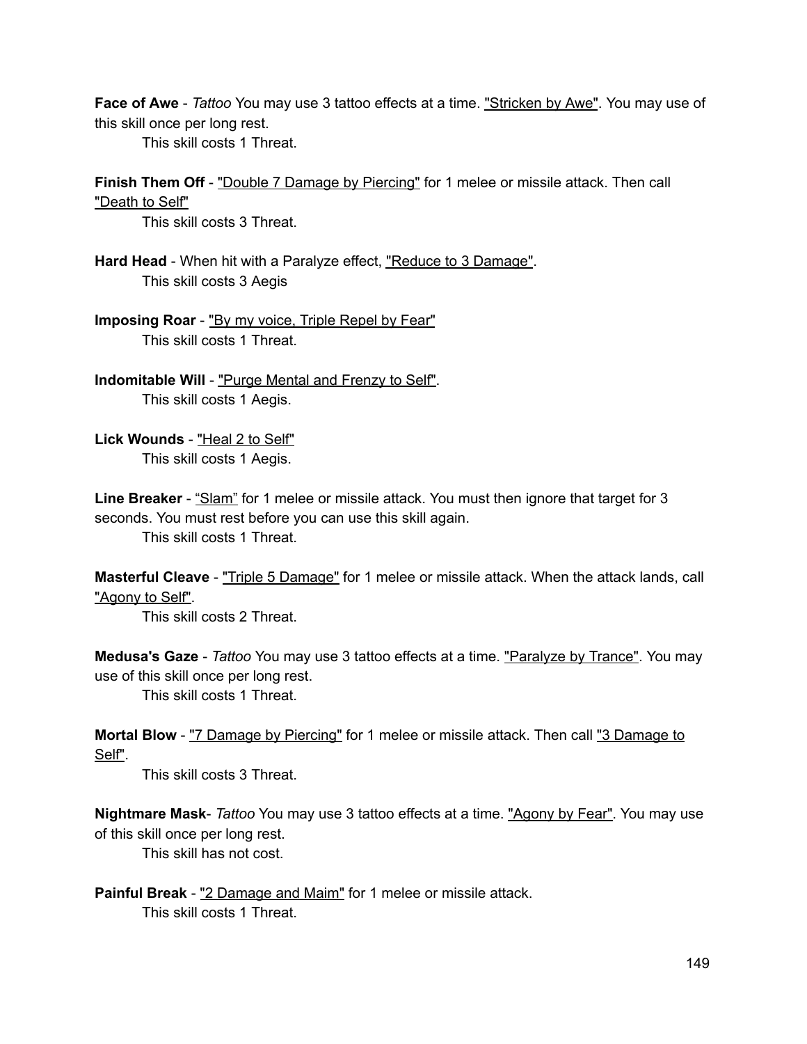**Face of Awe** - *Tattoo* You may use 3 tattoo effects at a time. "Stricken by Awe". You may use of this skill once per long rest.

This skill costs 1 Threat.

**Finish Them Off** - "Double 7 Damage by Piercing" for 1 melee or missile attack. Then call "Death to Self"

This skill costs 3 Threat.

**Hard Head** - When hit with a Paralyze effect, "Reduce to 3 Damage".

This skill costs 3 Aegis

**Imposing Roar** - "By my voice, Triple Repel by Fear"

This skill costs 1 Threat.

**Indomitable Will** - "Purge Mental and Frenzy to Self".

This skill costs 1 Aegis.

**Lick Wounds** - "Heal 2 to Self"

This skill costs 1 Aegis.

**Line Breaker** - "Slam" for 1 melee or missile attack. You must then ignore that target for 3 seconds. You must rest before you can use this skill again.

This skill costs 1 Threat.

**Masterful Cleave** - "Triple 5 Damage" for 1 melee or missile attack. When the attack lands, call "Agony to Self".

This skill costs 2 Threat.

**Medusa's Gaze** - *Tattoo* You may use 3 tattoo effects at a time. "Paralyze by Trance". You may use of this skill once per long rest.

This skill costs 1 Threat.

**Mortal Blow** - "7 Damage by Piercing" for 1 melee or missile attack. Then call "3 Damage to Self".

This skill costs 3 Threat.

**Nightmare Mask**- *Tattoo* You may use 3 tattoo effects at a time. "Agony by Fear". You may use of this skill once per long rest.

This skill has not cost.

**Painful Break** - "2 Damage and Maim" for 1 melee or missile attack.

This skill costs 1 Threat.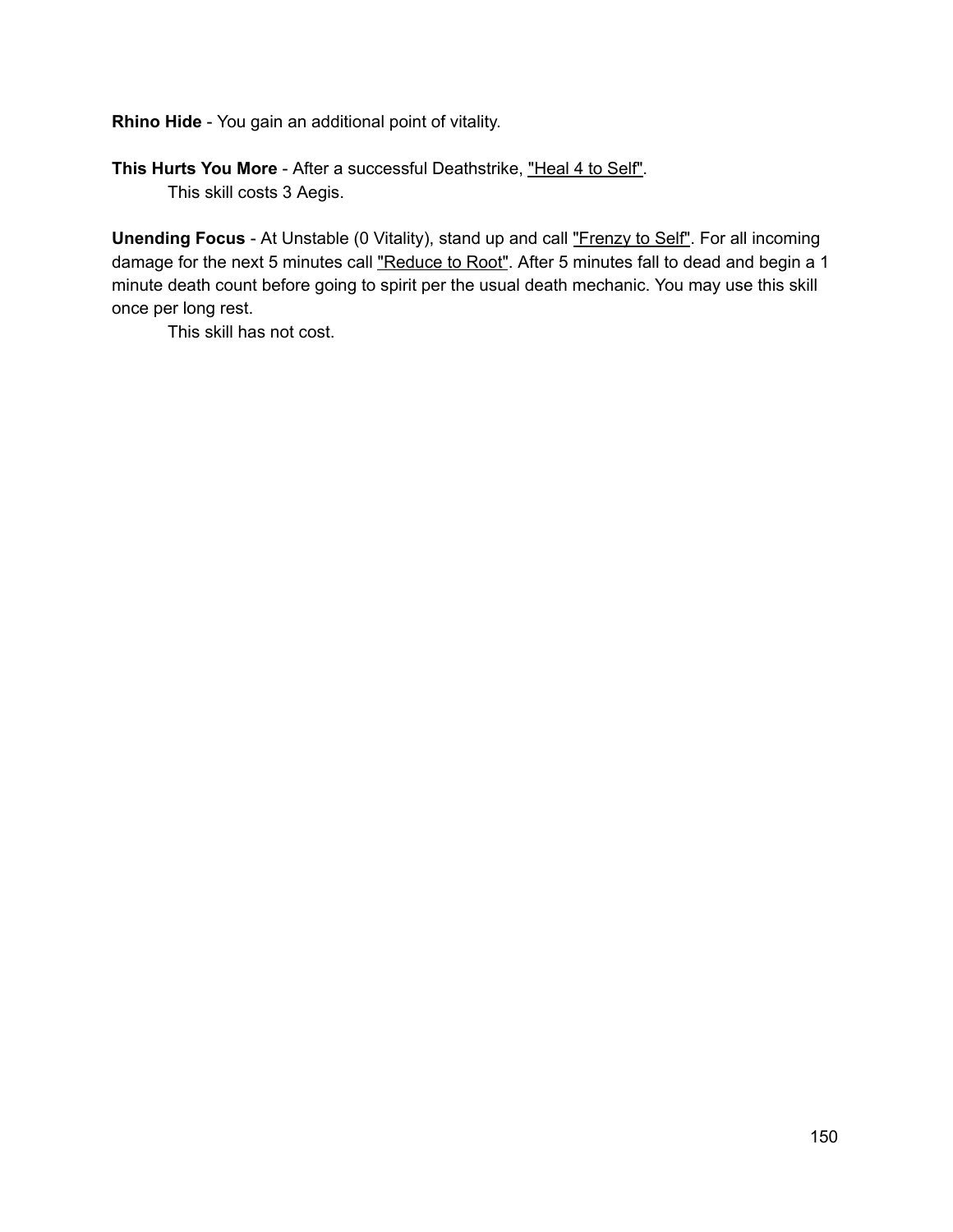**Rhino Hide** - You gain an additional point of vitality.

**This Hurts You More** - After a successful Deathstrike, "Heal 4 to Self".

This skill costs 3 Aegis.

**Unending Focus** - At Unstable (0 Vitality), stand up and call "Frenzy to Self". For all incoming damage for the next 5 minutes call "Reduce to Root". After 5 minutes fall to dead and begin a 1 minute death count before going to spirit per the usual death mechanic. You may use this skill once per long rest.

This skill has not cost.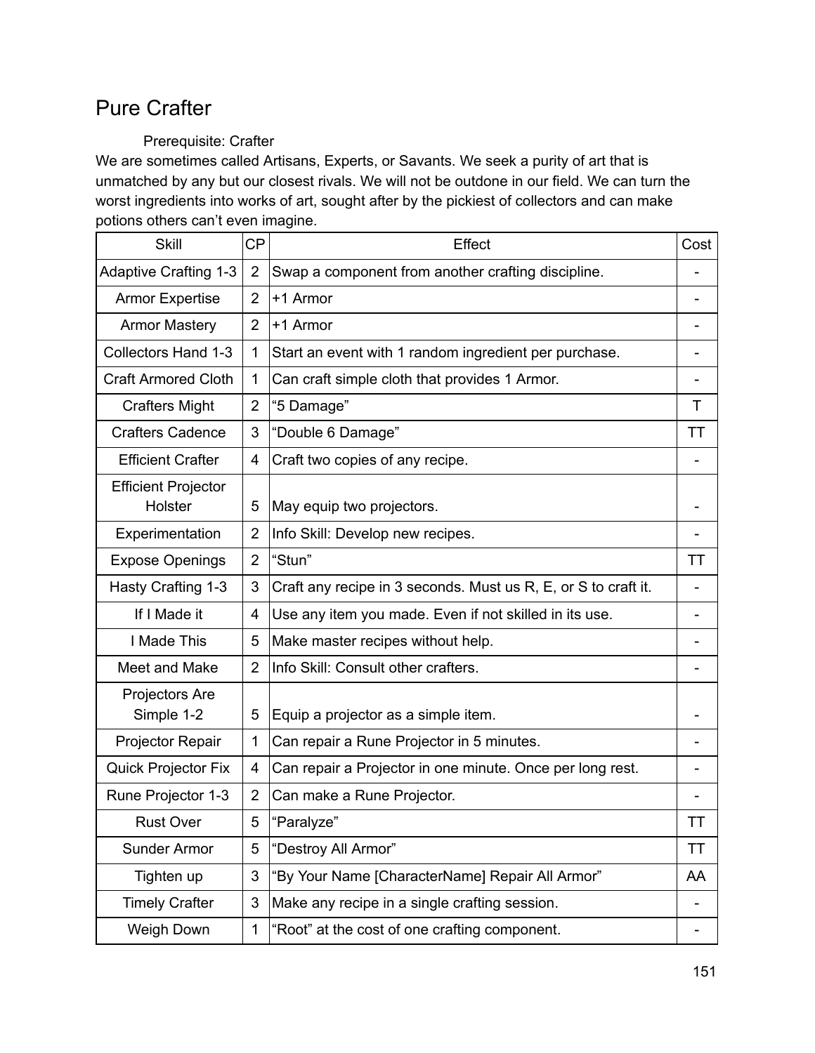# Pure Crafter

Prerequisite: Crafter

We are sometimes called Artisans, Experts, or Savants. We seek a purity of art that is unmatched by any but our closest rivals. We will not be outdone in our field. We can turn the worst ingredients into works of art, sought after by the pickiest of collectors and can make potions others can't even imagine.

| Skill | CP | Effect | Cost |
|---|---|---|---|
| Adaptive Crafting 1-3 | 2 | Swap a component from another crafting discipline. | - |
| Armor Expertise | 2 | +1 Armor | - |
| Armor Mastery | 2 | +1 Armor | - |
| Collectors Hand 1-3 | 1 | Start an event with 1 random ingredient per purchase. | - |
| Craft Armored Cloth | 1 | Can craft simple cloth that provides 1 Armor. | - |
| Crafters Might | 2 | "5 Damage" | T |
| Crafters Cadence | 3 | "Double 6 Damage" | TT |
| Efficient Crafter | 4 | Craft two copies of any recipe. | - |
| Efficient Projector Holster | 5 | May equip two projectors. | - |
| Experimentation | 2 | Info Skill: Develop new recipes. | - |
| Expose Openings | 2 | "Stun" | TT |
| Hasty Crafting 1-3 | 3 | Craft any recipe in 3 seconds. Must us R, E, or S to craft it. | - |
| If I Made it | 4 | Use any item you made. Even if not skilled in its use. | - |
| I Made This | 5 | Make master recipes without help. | - |
| Meet and Make | 2 | Info Skill: Consult other crafters. | - |
| Projectors Are Simple 1-2 | 5 | Equip a projector as a simple item. | - |
| Projector Repair | 1 | Can repair a Rune Projector in 5 minutes. | - |
| Quick Projector Fix | 4 | Can repair a Projector in one minute. Once per long rest. | - |
| Rune Projector 1-3 | 2 | Can make a Rune Projector. | - |
| Rust Over | 5 | "Paralyze" | TT |
| Sunder Armor | 5 | "Destroy All Armor" | TT |
| Tighten up | 3 | "By Your Name [CharacterName] Repair All Armor" | AA |
| Timely Crafter | 3 | Make any recipe in a single crafting session. | - |
| Weigh Down | 1 | "Root" at the cost of one crafting component. | - |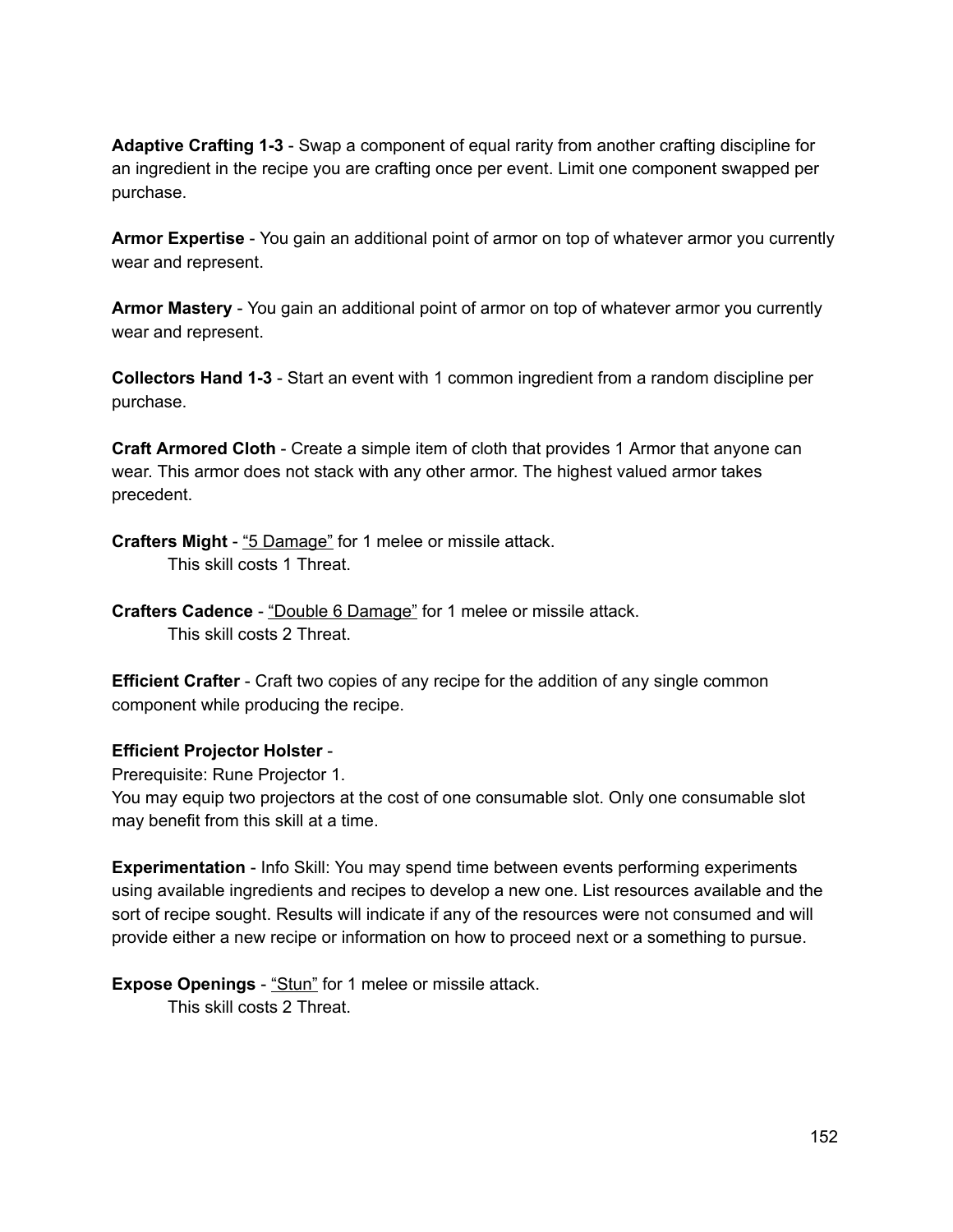**Adaptive Crafting 1-3** - Swap a component of equal rarity from another crafting discipline for an ingredient in the recipe you are crafting once per event. Limit one component swapped per purchase.

**Armor Expertise** - You gain an additional point of armor on top of whatever armor you currently wear and represent.

**Armor Mastery** - You gain an additional point of armor on top of whatever armor you currently wear and represent.

**Collectors Hand 1-3** - Start an event with 1 common ingredient from a random discipline per purchase.

**Craft Armored Cloth** - Create a simple item of cloth that provides 1 Armor that anyone can wear. This armor does not stack with any other armor. The highest valued armor takes precedent.

**Crafters Might** - <u>“5 Damage”</u> for 1 melee or missile attack.
This skill costs 1 Threat.

**Crafters Cadence** - <u>“Double 6 Damage”</u> for 1 melee or missile attack.
This skill costs 2 Threat.

**Efficient Crafter** - Craft two copies of any recipe for the addition of any single common component while producing the recipe.

**Efficient Projector Holster** -
Prerequisite: Rune Projector 1.
You may equip two projectors at the cost of one consumable slot. Only one consumable slot may benefit from this skill at a time.

**Experimentation** - Info Skill: You may spend time between events performing experiments using available ingredients and recipes to develop a new one. List resources available and the sort of recipe sought. Results will indicate if any of the resources were not consumed and will provide either a new recipe or information on how to proceed next or a something to pursue.

**Expose Openings** - <u>“Stun”</u> for 1 melee or missile attack.
This skill costs 2 Threat.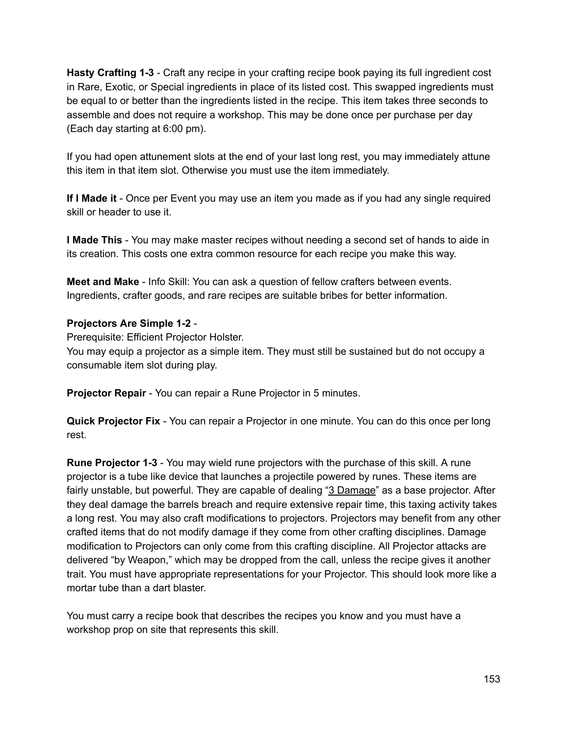**Hasty Crafting 1-3** - Craft any recipe in your crafting recipe book paying its full ingredient cost in Rare, Exotic, or Special ingredients in place of its listed cost. This swapped ingredients must be equal to or better than the ingredients listed in the recipe. This item takes three seconds to assemble and does not require a workshop. This may be done once per purchase per day (Each day starting at 6:00 pm).

If you had open attunement slots at the end of your last long rest, you may immediately attune this item in that item slot. Otherwise you must use the item immediately.

**If I Made it** - Once per Event you may use an item you made as if you had any single required skill or header to use it.

**I Made This** - You may make master recipes without needing a second set of hands to aide in its creation. This costs one extra common resource for each recipe you make this way.

**Meet and Make** - Info Skill: You can ask a question of fellow crafters between events. Ingredients, crafter goods, and rare recipes are suitable bribes for better information.

**Projectors Are Simple 1-2** -
Prerequisite: Efficient Projector Holster.
You may equip a projector as a simple item. They must still be sustained but do not occupy a consumable item slot during play.

**Projector Repair** - You can repair a Rune Projector in 5 minutes.

**Quick Projector Fix** - You can repair a Projector in one minute. You can do this once per long rest.

**Rune Projector 1-3** - You may wield rune projectors with the purchase of this skill. A rune projector is a tube like device that launches a projectile powered by runes. These items are fairly unstable, but powerful. They are capable of dealing "3 Damage" as a base projector. After they deal damage the barrels breach and require extensive repair time, this taxing activity takes a long rest. You may also craft modifications to projectors. Projectors may benefit from any other crafted items that do not modify damage if they come from other crafting disciplines. Damage modification to Projectors can only come from this crafting discipline. All Projector attacks are delivered "by Weapon," which may be dropped from the call, unless the recipe gives it another trait. You must have appropriate representations for your Projector. This should look more like a mortar tube than a dart blaster.

You must carry a recipe book that describes the recipes you know and you must have a workshop prop on site that represents this skill.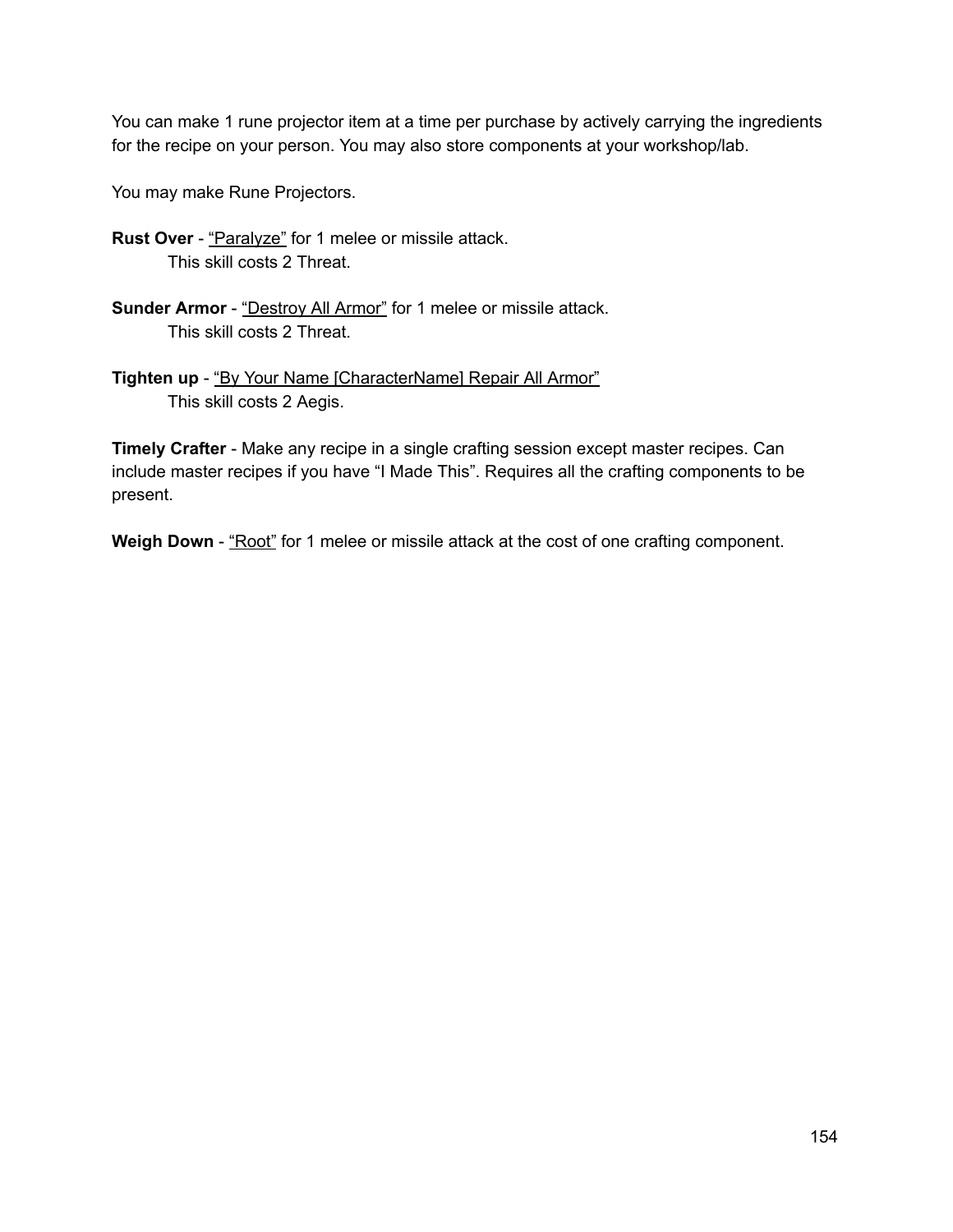You can make 1 rune projector item at a time per purchase by actively carrying the ingredients for the recipe on your person. You may also store components at your workshop/lab.

You may make Rune Projectors.

**Rust Over** - <u>“Paralyze”</u> for 1 melee or missile attack.
This skill costs 2 Threat.

**Sunder Armor** - <u>“Destroy All Armor”</u> for 1 melee or missile attack.
This skill costs 2 Threat.

**Tighten up** - <u>“By Your Name [CharacterName] Repair All Armor”</u>
This skill costs 2 Aegis.

**Timely Crafter** - Make any recipe in a single crafting session except master recipes. Can include master recipes if you have “I Made This”. Requires all the crafting components to be present.

**Weigh Down** - <u>“Root”</u> for 1 melee or missile attack at the cost of one crafting component.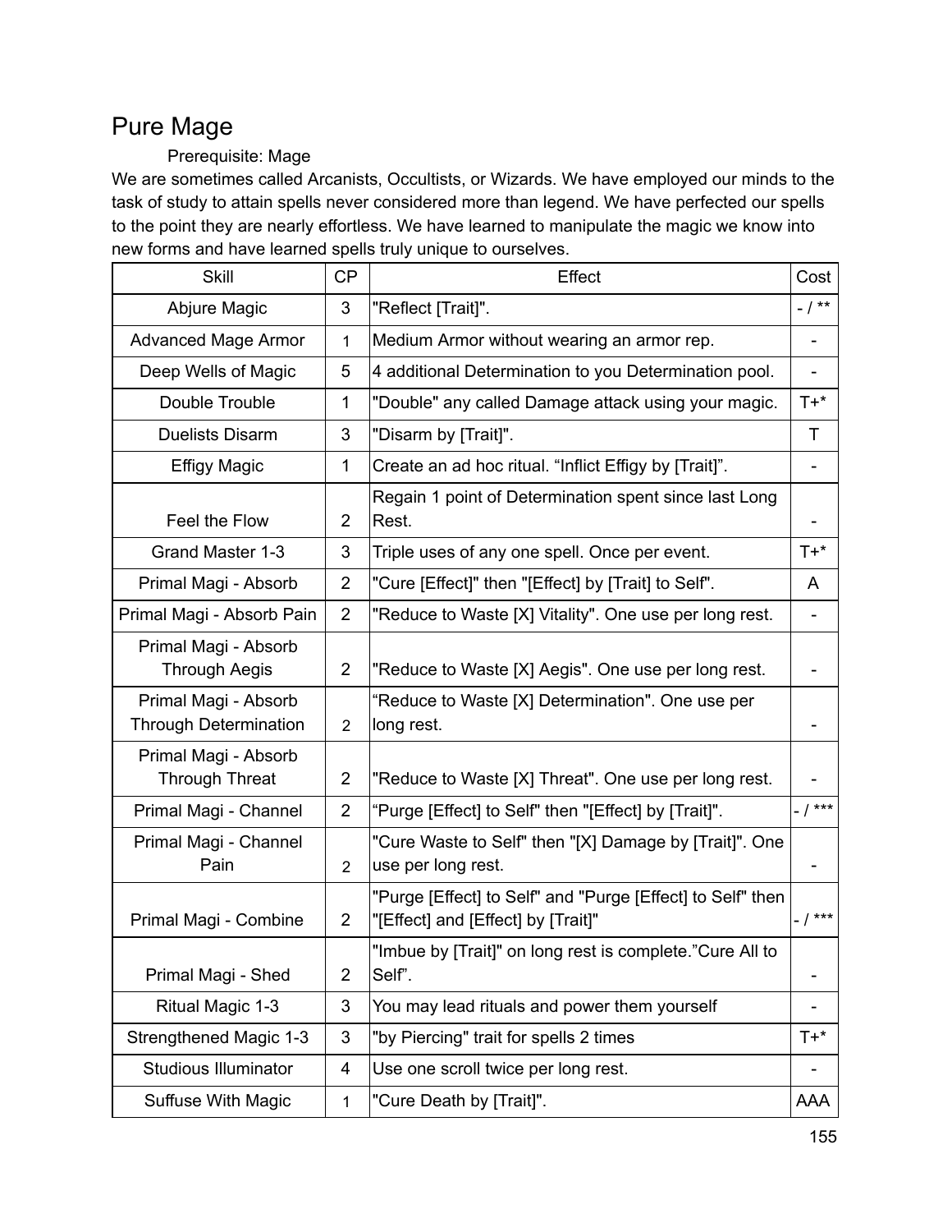# Pure Mage

Prerequisite: Mage

We are sometimes called Arcanists, Occultists, or Wizards. We have employed our minds to the task of study to attain spells never considered more than legend. We have perfected our spells to the point they are nearly effortless. We have learned to manipulate the magic we know into new forms and have learned spells truly unique to ourselves.

| Skill | CP | Effect | Cost |
|---|---|---|---|
| Abjure Magic | 3 | "Reflect [Trait]". | - / ** |
| Advanced Mage Armor | 1 | Medium Armor without wearing an armor rep. | - |
| Deep Wells of Magic | 5 | 4 additional Determination to you Determination pool. | - |
| Double Trouble | 1 | "Double" any called Damage attack using your magic. | T+* |
| Duelists Disarm | 3 | "Disarm by [Trait]". | T |
| Effigy Magic | 1 | Create an ad hoc ritual. “Inflict Effigy by [Trait]”. | - |
| Feel the Flow | 2 | Regain 1 point of Determination spent since last Long Rest. | - |
| Grand Master 1-3 | 3 | Triple uses of any one spell. Once per event. | T+* |
| Primal Magi - Absorb | 2 | "Cure [Effect]" then "[Effect] by [Trait] to Self". | A |
| Primal Magi - Absorb Pain | 2 | "Reduce to Waste [X] Vitality". One use per long rest. | - |
| Primal Magi - Absorb Through Aegis | 2 | "Reduce to Waste [X] Aegis". One use per long rest. | - |
| Primal Magi - Absorb Through Determination | 2 | “Reduce to Waste [X] Determination". One use per long rest. | - |
| Primal Magi - Absorb Through Threat | 2 | "Reduce to Waste [X] Threat". One use per long rest. | - |
| Primal Magi - Channel | 2 | “Purge [Effect] to Self" then "[Effect] by [Trait]". | - / *** |
| Primal Magi - Channel Pain | 2 | "Cure Waste to Self" then "[X] Damage by [Trait]". One use per long rest. | - |
| Primal Magi - Combine | 2 | "Purge [Effect] to Self" and "Purge [Effect] to Self" then "[Effect] and [Effect] by [Trait]" | - / *** |
| Primal Magi - Shed | 2 | "Imbue by [Trait]" on long rest is complete.”Cure All to Self”. | - |
| Ritual Magic 1-3 | 3 | You may lead rituals and power them yourself | - |
| Strengthened Magic 1-3 | 3 | "by Piercing" trait for spells 2 times | T+* |
| Studious Illuminator | 4 | Use one scroll twice per long rest. | - |
| Suffuse With Magic | 1 | "Cure Death by [Trait]". | AAA |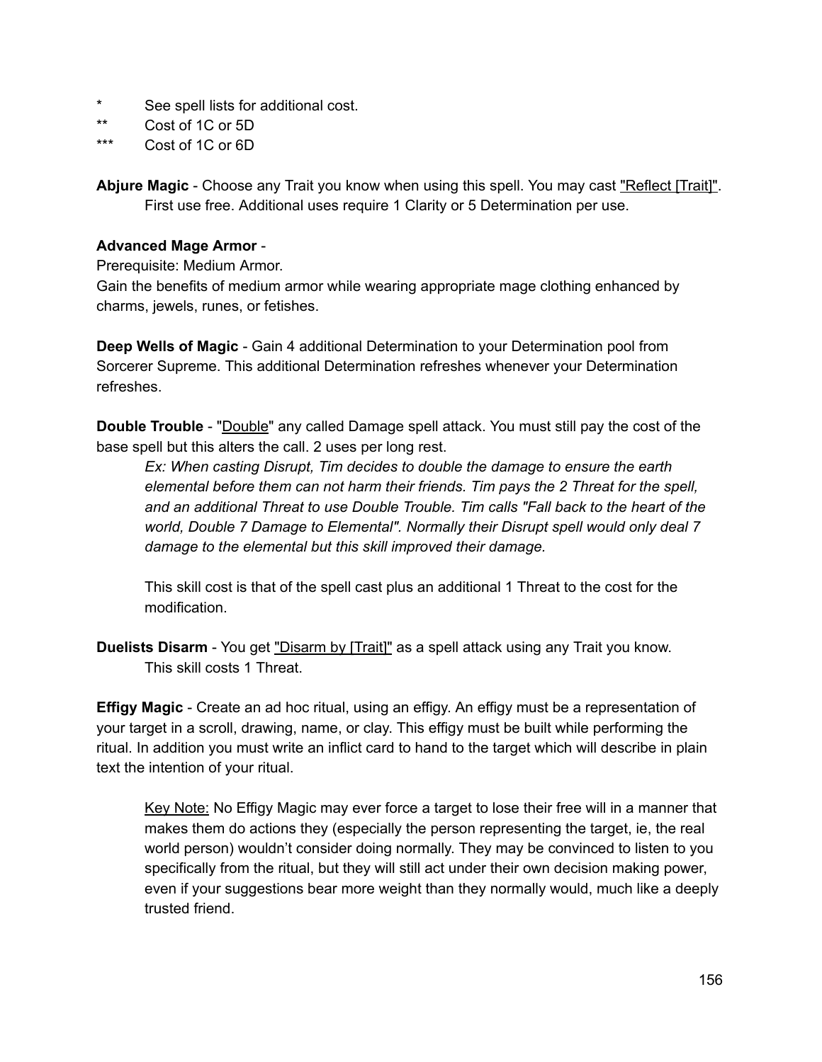\*          See spell lists for additional cost.
\*\*        Cost of 1C or 5D
\*\*\*      Cost of 1C or 6D

**Abjure Magic** - Choose any Trait you know when using this spell. You may cast "Reflect [Trait]". First use free. Additional uses require 1 Clarity or 5 Determination per use.

**Advanced Mage Armor** -
Prerequisite: Medium Armor.
Gain the benefits of medium armor while wearing appropriate mage clothing enhanced by charms, jewels, runes, or fetishes.

**Deep Wells of Magic** - Gain 4 additional Determination to your Determination pool from Sorcerer Supreme. This additional Determination refreshes whenever your Determination refreshes.

**Double Trouble** - "Double" any called Damage spell attack. You must still pay the cost of the base spell but this alters the call. 2 uses per long rest.

> *Ex: When casting Disrupt, Tim decides to double the damage to ensure the earth elemental before them can not harm their friends. Tim pays the 2 Threat for the spell, and an additional Threat to use Double Trouble. Tim calls "Fall back to the heart of the world, Double 7 Damage to Elemental". Normally their Disrupt spell would only deal 7 damage to the elemental but this skill improved their damage.*
>
> This skill cost is that of the spell cast plus an additional 1 Threat to the cost for the modification.

**Duelists Disarm** - You get "Disarm by [Trait]" as a spell attack using any Trait you know. This skill costs 1 Threat.

**Effigy Magic** - Create an ad hoc ritual, using an effigy. An effigy must be a representation of your target in a scroll, drawing, name, or clay. This effigy must be built while performing the ritual. In addition you must write an inflict card to hand to the target which will describe in plain text the intention of your ritual.

> Key Note: No Effigy Magic may ever force a target to lose their free will in a manner that makes them do actions they (especially the person representing the target, ie, the real world person) wouldn't consider doing normally. They may be convinced to listen to you specifically from the ritual, but they will still act under their own decision making power, even if your suggestions bear more weight than they normally would, much like a deeply trusted friend.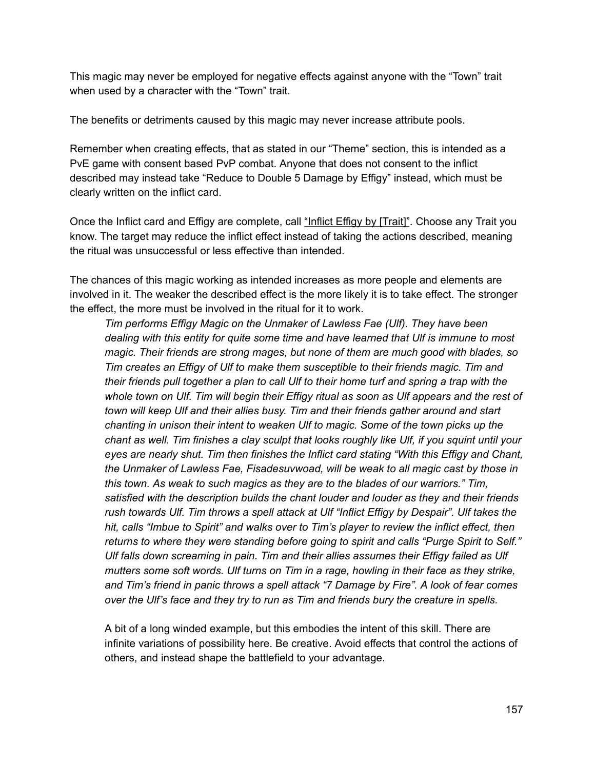This magic may never be employed for negative effects against anyone with the "Town" trait when used by a character with the "Town" trait.

The benefits or detriments caused by this magic may never increase attribute pools.

Remember when creating effects, that as stated in our "Theme" section, this is intended as a PvE game with consent based PvP combat. Anyone that does not consent to the inflict described may instead take "Reduce to Double 5 Damage by Effigy" instead, which must be clearly written on the inflict card.

Once the Inflict card and Effigy are complete, call "Inflict Effigy by [Trait]". Choose any Trait you know. The target may reduce the inflict effect instead of taking the actions described, meaning the ritual was unsuccessful or less effective than intended.

The chances of this magic working as intended increases as more people and elements are involved in it. The weaker the described effect is the more likely it is to take effect. The stronger the effect, the more must be involved in the ritual for it to work.

> *Tim performs Effigy Magic on the Unmaker of Lawless Fae (Ulf). They have been dealing with this entity for quite some time and have learned that Ulf is immune to most magic. Their friends are strong mages, but none of them are much good with blades, so Tim creates an Effigy of Ulf to make them susceptible to their friends magic. Tim and their friends pull together a plan to call Ulf to their home turf and spring a trap with the whole town on Ulf. Tim will begin their Effigy ritual as soon as Ulf appears and the rest of town will keep Ulf and their allies busy. Tim and their friends gather around and start chanting in unison their intent to weaken Ulf to magic. Some of the town picks up the chant as well. Tim finishes a clay sculpt that looks roughly like Ulf, if you squint until your eyes are nearly shut. Tim then finishes the Inflict card stating "With this Effigy and Chant, the Unmaker of Lawless Fae, Fisadesuvwoad, will be weak to all magic cast by those in this town. As weak to such magics as they are to the blades of our warriors." Tim, satisfied with the description builds the chant louder and louder as they and their friends rush towards Ulf. Tim throws a spell attack at Ulf "Inflict Effigy by Despair". Ulf takes the hit, calls "Imbue to Spirit" and walks over to Tim's player to review the inflict effect, then returns to where they were standing before going to spirit and calls "Purge Spirit to Self." Ulf falls down screaming in pain. Tim and their allies assumes their Effigy failed as Ulf mutters some soft words. Ulf turns on Tim in a rage, howling in their face as they strike, and Tim's friend in panic throws a spell attack "7 Damage by Fire". A look of fear comes over the Ulf's face and they try to run as Tim and friends bury the creature in spells.*
>
> A bit of a long winded example, but this embodies the intent of this skill. There are infinite variations of possibility here. Be creative. Avoid effects that control the actions of others, and instead shape the battlefield to your advantage.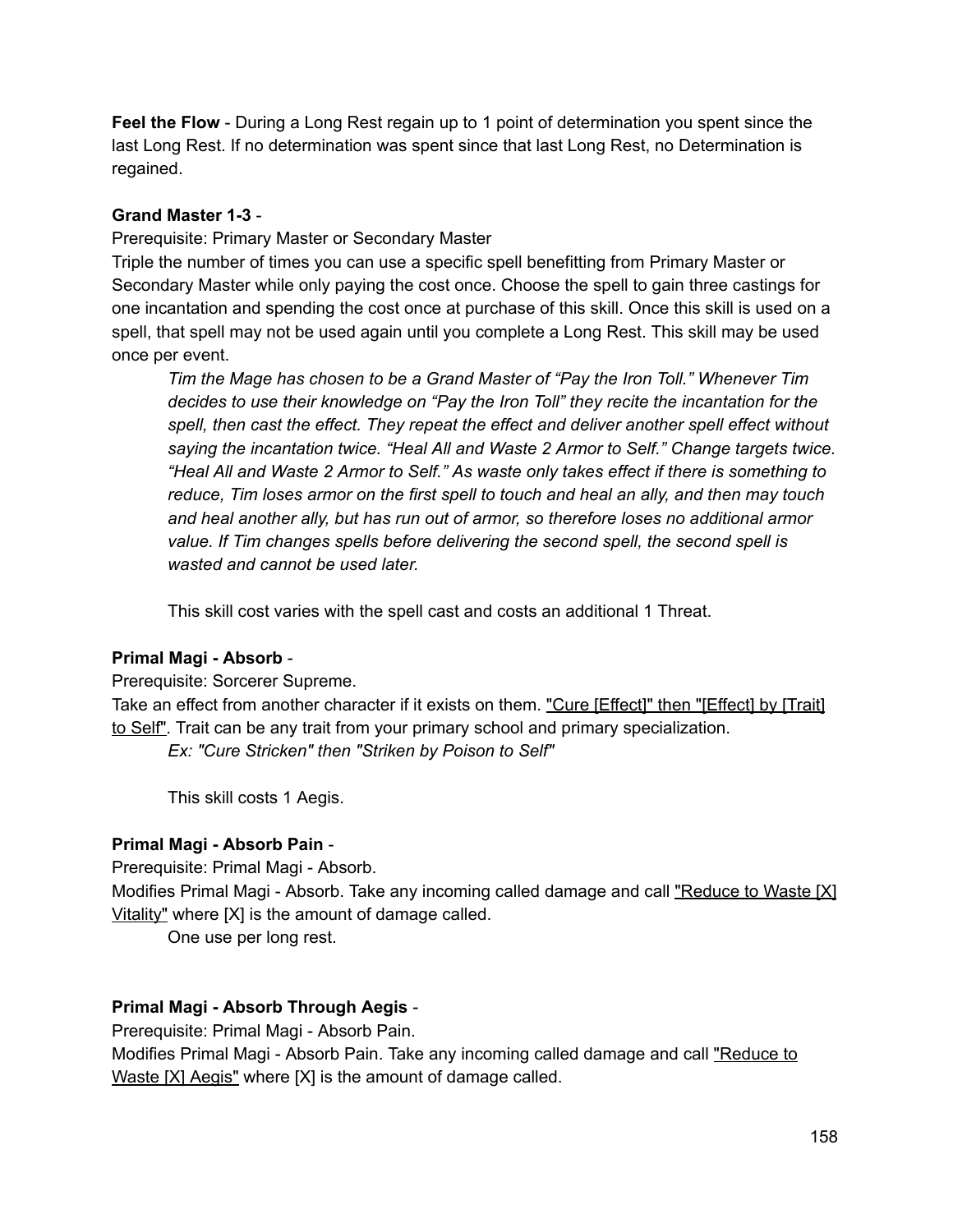**Feel the Flow** - During a Long Rest regain up to 1 point of determination you spent since the last Long Rest. If no determination was spent since that last Long Rest, no Determination is regained.

**Grand Master 1-3** -

Prerequisite: Primary Master or Secondary Master

Triple the number of times you can use a specific spell benefitting from Primary Master or Secondary Master while only paying the cost once. Choose the spell to gain three castings for one incantation and spending the cost once at purchase of this skill. Once this skill is used on a spell, that spell may not be used again until you complete a Long Rest. This skill may be used once per event.

> *Tim the Mage has chosen to be a Grand Master of "Pay the Iron Toll." Whenever Tim decides to use their knowledge on "Pay the Iron Toll" they recite the incantation for the spell, then cast the effect. They repeat the effect and deliver another spell effect without saying the incantation twice. "Heal All and Waste 2 Armor to Self." Change targets twice. "Heal All and Waste 2 Armor to Self." As waste only takes effect if there is something to reduce, Tim loses armor on the first spell to touch and heal an ally, and then may touch and heal another ally, but has run out of armor, so therefore loses no additional armor value. If Tim changes spells before delivering the second spell, the second spell is wasted and cannot be used later.*
>
> This skill cost varies with the spell cast and costs an additional 1 Threat.

**Primal Magi - Absorb** -

Prerequisite: Sorcerer Supreme.

Take an effect from another character if it exists on them. <u>"Cure [Effect]" then "[Effect] by [Trait] to Self"</u>. Trait can be any trait from your primary school and primary specialization.

> *Ex: "Cure Stricken" then "Striken by Poison to Self"*
>
> This skill costs 1 Aegis.

**Primal Magi - Absorb Pain** -

Prerequisite: Primal Magi - Absorb.

Modifies Primal Magi - Absorb. Take any incoming called damage and call <u>"Reduce to Waste [X] Vitality"</u> where [X] is the amount of damage called.

> One use per long rest.

**Primal Magi - Absorb Through Aegis** -

Prerequisite: Primal Magi - Absorb Pain.

Modifies Primal Magi - Absorb Pain. Take any incoming called damage and call <u>"Reduce to Waste [X] Aegis"</u> where [X] is the amount of damage called.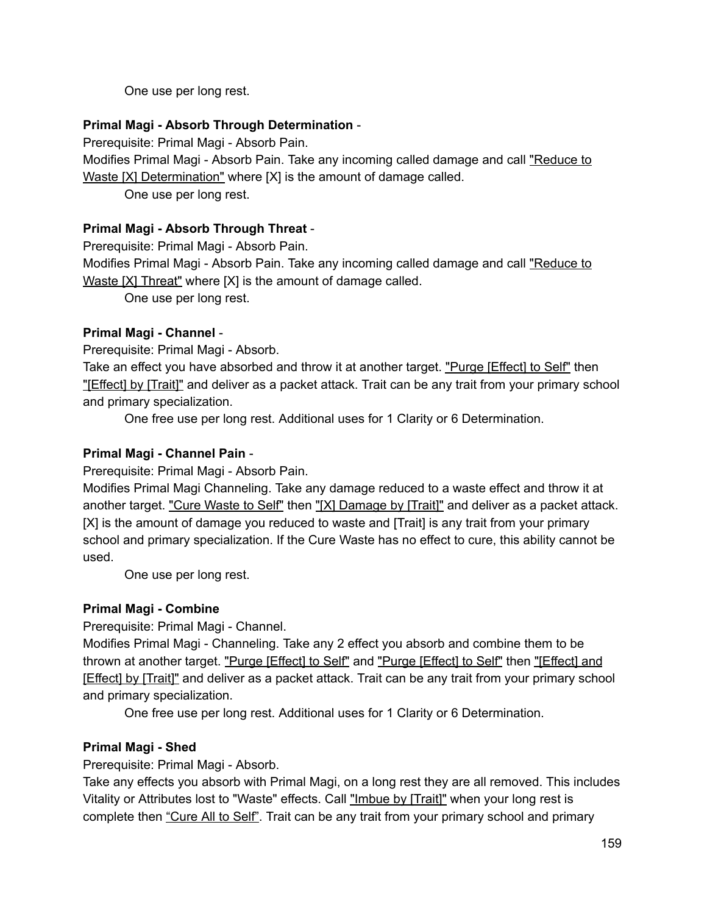One use per long rest.

**Primal Magi - Absorb Through Determination** -

Prerequisite: Primal Magi - Absorb Pain.

Modifies Primal Magi - Absorb Pain. Take any incoming called damage and call "Reduce to Waste [X] Determination" where [X] is the amount of damage called.

One use per long rest.

**Primal Magi - Absorb Through Threat** -

Prerequisite: Primal Magi - Absorb Pain.

Modifies Primal Magi - Absorb Pain. Take any incoming called damage and call "Reduce to Waste [X] Threat" where [X] is the amount of damage called.

One use per long rest.

**Primal Magi - Channel** -

Prerequisite: Primal Magi - Absorb.

Take an effect you have absorbed and throw it at another target. "Purge [Effect] to Self" then "[Effect] by [Trait]" and deliver as a packet attack. Trait can be any trait from your primary school and primary specialization.

One free use per long rest. Additional uses for 1 Clarity or 6 Determination.

**Primal Magi - Channel Pain** -

Prerequisite: Primal Magi - Absorb Pain.

Modifies Primal Magi Channeling. Take any damage reduced to a waste effect and throw it at another target. "Cure Waste to Self" then "[X] Damage by [Trait]" and deliver as a packet attack. [X] is the amount of damage you reduced to waste and [Trait] is any trait from your primary school and primary specialization. If the Cure Waste has no effect to cure, this ability cannot be used.

One use per long rest.

**Primal Magi - Combine**

Prerequisite: Primal Magi - Channel.

Modifies Primal Magi - Channeling. Take any 2 effect you absorb and combine them to be thrown at another target. "Purge [Effect] to Self" and "Purge [Effect] to Self" then "[Effect] and [Effect] by [Trait]" and deliver as a packet attack. Trait can be any trait from your primary school and primary specialization.

One free use per long rest. Additional uses for 1 Clarity or 6 Determination.

**Primal Magi - Shed**

Prerequisite: Primal Magi - Absorb.

Take any effects you absorb with Primal Magi, on a long rest they are all removed. This includes Vitality or Attributes lost to "Waste" effects. Call "Imbue by [Trait]" when your long rest is complete then "Cure All to Self". Trait can be any trait from your primary school and primary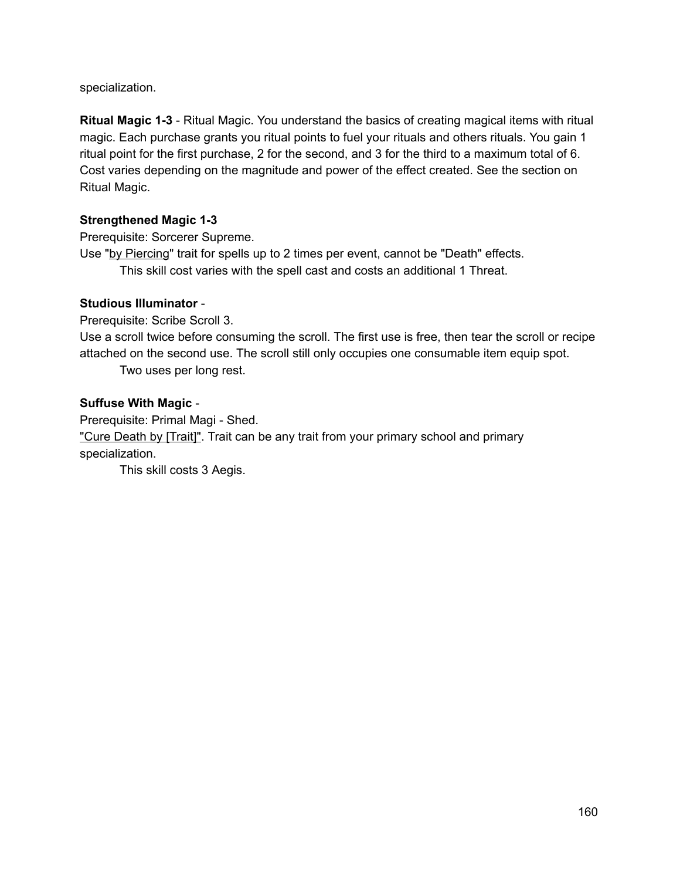specialization.

**Ritual Magic 1-3** - Ritual Magic. You understand the basics of creating magical items with ritual magic. Each purchase grants you ritual points to fuel your rituals and others rituals. You gain 1 ritual point for the first purchase, 2 for the second, and 3 for the third to a maximum total of 6. Cost varies depending on the magnitude and power of the effect created. See the section on Ritual Magic.

**Strengthened Magic 1-3**
Prerequisite: Sorcerer Supreme.
Use "by Piercing" trait for spells up to 2 times per event, cannot be "Death" effects.

> This skill cost varies with the spell cast and costs an additional 1 Threat.

**Studious Illuminator** -
Prerequisite: Scribe Scroll 3.
Use a scroll twice before consuming the scroll. The first use is free, then tear the scroll or recipe attached on the second use. The scroll still only occupies one consumable item equip spot.

> Two uses per long rest.

**Suffuse With Magic** -
Prerequisite: Primal Magi - Shed.
"Cure Death by [Trait]". Trait can be any trait from your primary school and primary specialization.

> This skill costs 3 Aegis.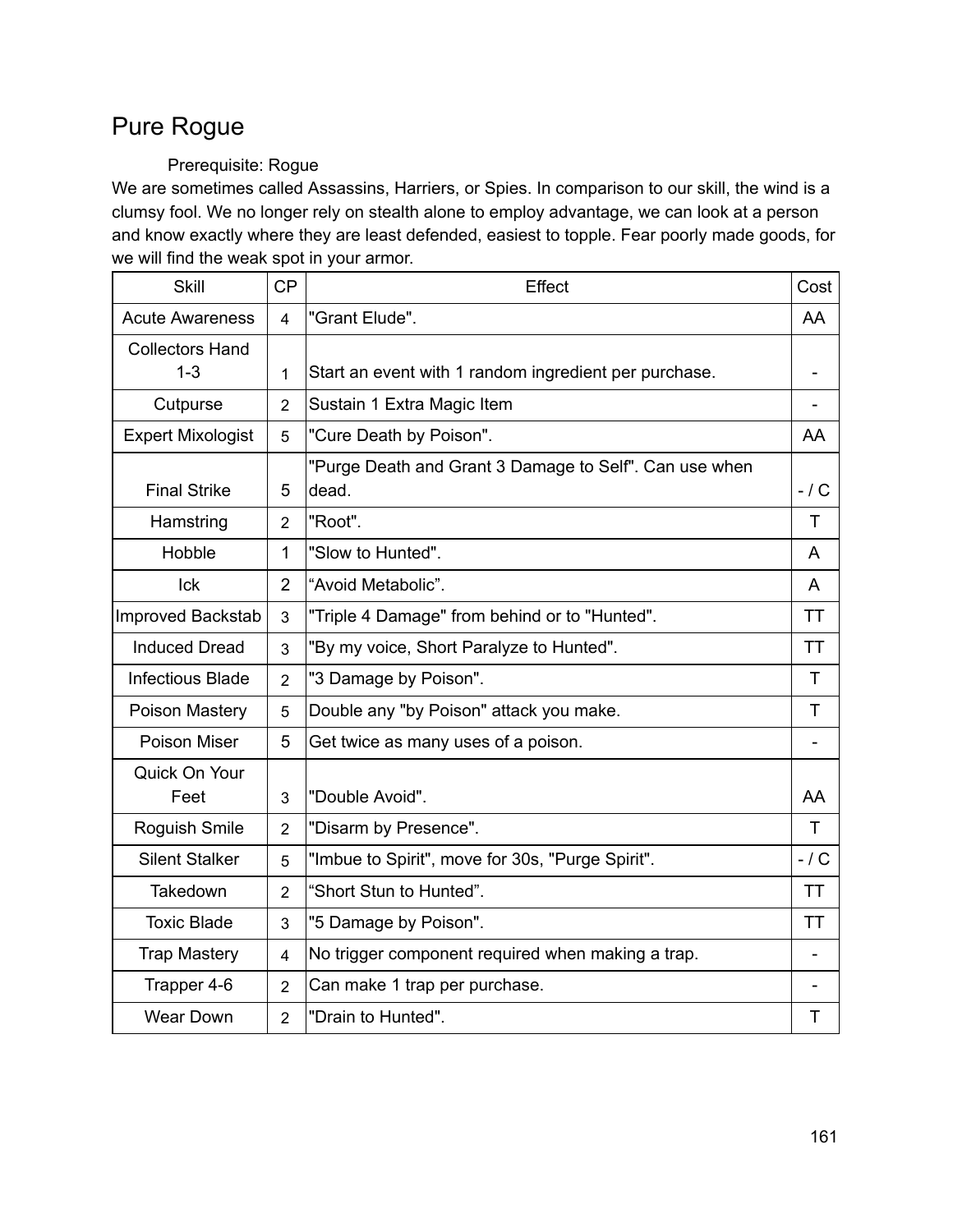# Pure Rogue

Prerequisite: Rogue

We are sometimes called Assassins, Harriers, or Spies. In comparison to our skill, the wind is a clumsy fool. We no longer rely on stealth alone to employ advantage, we can look at a person and know exactly where they are least defended, easiest to topple. Fear poorly made goods, for we will find the weak spot in your armor.

| Skill | CP | Effect | Cost |
|---|---|---|---|
| Acute Awareness | 4 | "Grant Elude". | AA |
| Collectors Hand 1-3 | 1 | Start an event with 1 random ingredient per purchase. | - |
| Cutpurse | 2 | Sustain 1 Extra Magic Item | - |
| Expert Mixologist | 5 | "Cure Death by Poison". | AA |
| Final Strike | 5 | "Purge Death and Grant 3 Damage to Self". Can use when dead. | - / C |
| Hamstring | 2 | "Root". | T |
| Hobble | 1 | "Slow to Hunted". | A |
| Ick | 2 | “Avoid Metabolic”. | A |
| Improved Backstab | 3 | "Triple 4 Damage" from behind or to "Hunted". | TT |
| Induced Dread | 3 | "By my voice, Short Paralyze to Hunted". | TT |
| Infectious Blade | 2 | "3 Damage by Poison". | T |
| Poison Mastery | 5 | Double any "by Poison" attack you make. | T |
| Poison Miser | 5 | Get twice as many uses of a poison. | - |
| Quick On Your Feet | 3 | "Double Avoid". | AA |
| Roguish Smile | 2 | "Disarm by Presence". | T |
| Silent Stalker | 5 | "Imbue to Spirit", move for 30s, "Purge Spirit". | - / C |
| Takedown | 2 | “Short Stun to Hunted”. | TT |
| Toxic Blade | 3 | "5 Damage by Poison". | TT |
| Trap Mastery | 4 | No trigger component required when making a trap. | - |
| Trapper 4-6 | 2 | Can make 1 trap per purchase. | - |
| Wear Down | 2 | "Drain to Hunted". | T |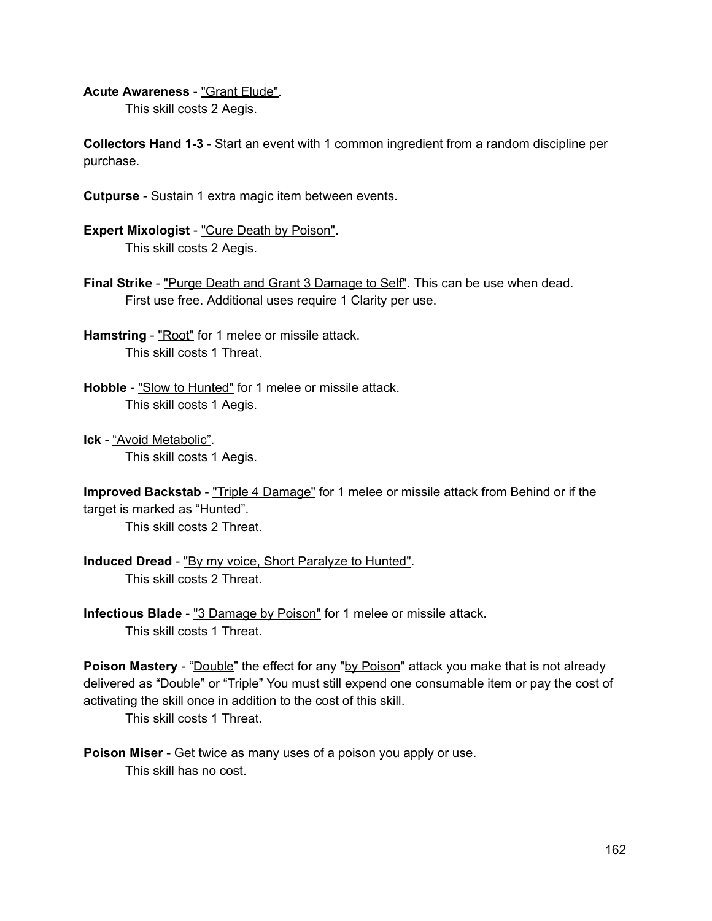**Acute Awareness** - "Grant Elude".

This skill costs 2 Aegis.

**Collectors Hand 1-3** - Start an event with 1 common ingredient from a random discipline per purchase.

**Cutpurse** - Sustain 1 extra magic item between events.

**Expert Mixologist** - "Cure Death by Poison".

This skill costs 2 Aegis.

**Final Strike** - "Purge Death and Grant 3 Damage to Self". This can be use when dead.

First use free. Additional uses require 1 Clarity per use.

**Hamstring** - "Root" for 1 melee or missile attack.

This skill costs 1 Threat.

**Hobble** - "Slow to Hunted" for 1 melee or missile attack.

This skill costs 1 Aegis.

**Ick** - “Avoid Metabolic”.

This skill costs 1 Aegis.

**Improved Backstab** - "Triple 4 Damage" for 1 melee or missile attack from Behind or if the target is marked as “Hunted”.

This skill costs 2 Threat.

**Induced Dread** - "By my voice, Short Paralyze to Hunted".

This skill costs 2 Threat.

**Infectious Blade** - "3 Damage by Poison" for 1 melee or missile attack.

This skill costs 1 Threat.

**Poison Mastery** - “Double” the effect for any "by Poison" attack you make that is not already delivered as “Double” or “Triple” You must still expend one consumable item or pay the cost of activating the skill once in addition to the cost of this skill.

This skill costs 1 Threat.

**Poison Miser** - Get twice as many uses of a poison you apply or use.

This skill has no cost.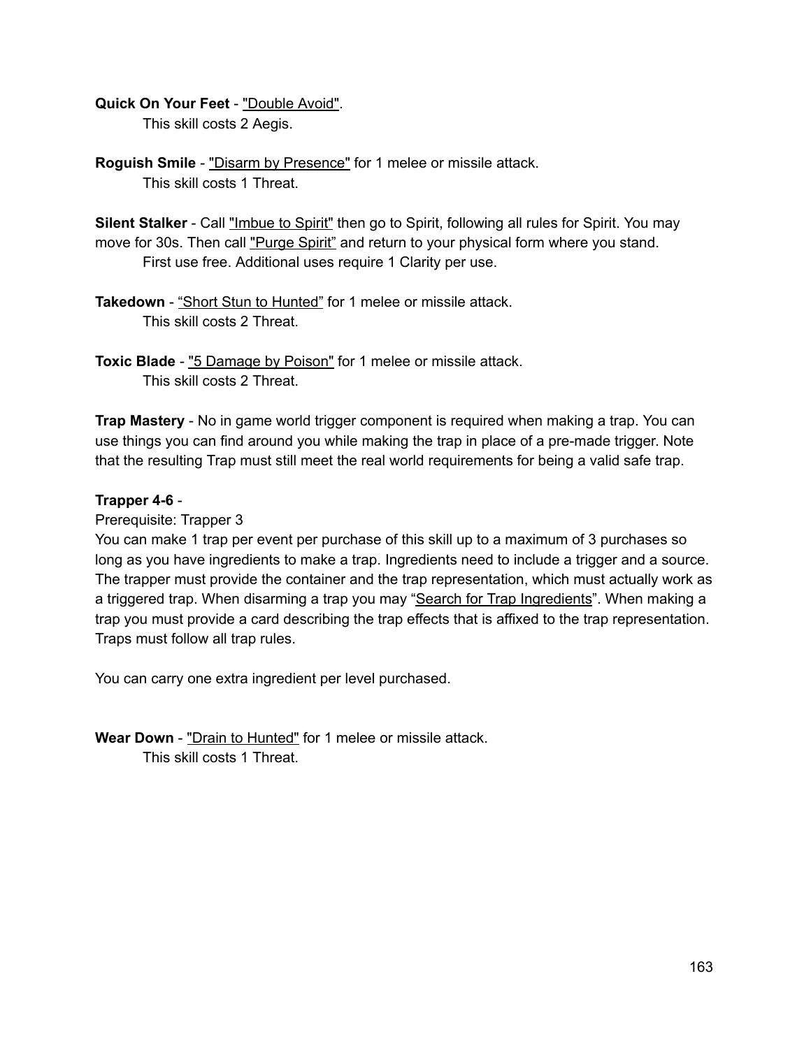**Quick On Your Feet** - "Double Avoid".

This skill costs 2 Aegis.

**Roguish Smile** - "Disarm by Presence" for 1 melee or missile attack.

This skill costs 1 Threat.

**Silent Stalker** - Call "Imbue to Spirit" then go to Spirit, following all rules for Spirit. You may move for 30s. Then call "Purge Spirit" and return to your physical form where you stand.

First use free. Additional uses require 1 Clarity per use.

**Takedown** - "Short Stun to Hunted" for 1 melee or missile attack.

This skill costs 2 Threat.

**Toxic Blade** - "5 Damage by Poison" for 1 melee or missile attack.

This skill costs 2 Threat.

**Trap Mastery** - No in game world trigger component is required when making a trap. You can use things you can find around you while making the trap in place of a pre-made trigger. Note that the resulting Trap must still meet the real world requirements for being a valid safe trap.

**Trapper 4-6** -

Prerequisite: Trapper 3

You can make 1 trap per event per purchase of this skill up to a maximum of 3 purchases so long as you have ingredients to make a trap. Ingredients need to include a trigger and a source. The trapper must provide the container and the trap representation, which must actually work as a triggered trap. When disarming a trap you may "Search for Trap Ingredients". When making a trap you must provide a card describing the trap effects that is affixed to the trap representation. Traps must follow all trap rules.

You can carry one extra ingredient per level purchased.

**Wear Down** - "Drain to Hunted" for 1 melee or missile attack.

This skill costs 1 Threat.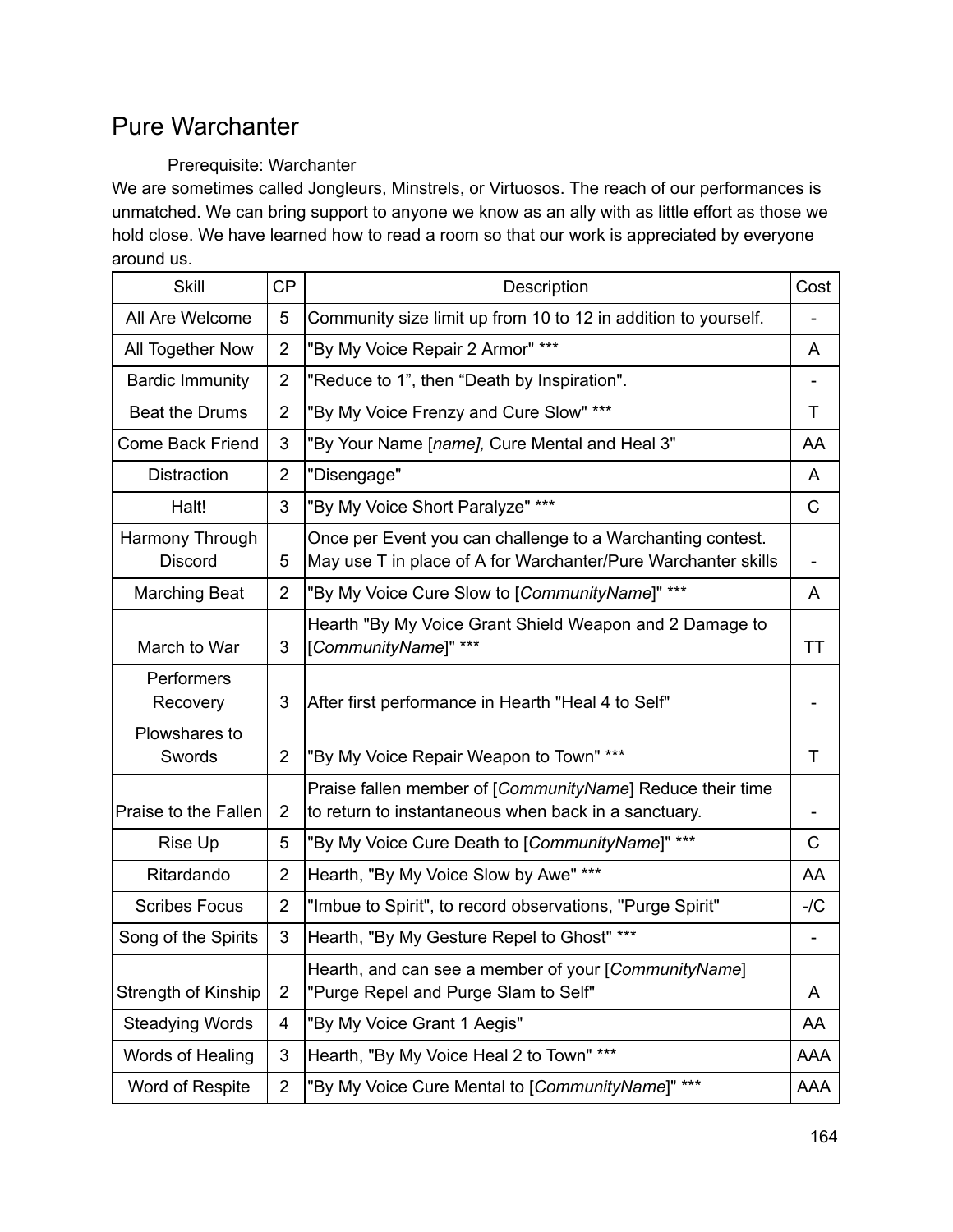# Pure Warchanter

Prerequisite: Warchanter

We are sometimes called Jongleurs, Minstrels, or Virtuosos. The reach of our performances is unmatched. We can bring support to anyone we know as an ally with as little effort as those we hold close. We have learned how to read a room so that our work is appreciated by everyone around us.

| Skill | CP | Description | Cost |
|---|---|---|---|
| All Are Welcome | 5 | Community size limit up from 10 to 12 in addition to yourself. | - |
| All Together Now | 2 | "By My Voice Repair 2 Armor" *** | A |
| Bardic Immunity | 2 | "Reduce to 1", then "Death by Inspiration". | - |
| Beat the Drums | 2 | "By My Voice Frenzy and Cure Slow" *** | T |
| Come Back Friend | 3 | "By Your Name [*name*], Cure Mental and Heal 3" | AA |
| Distraction | 2 | "Disengage" | A |
| Halt! | 3 | "By My Voice Short Paralyze" *** | C |
| Harmony Through Discord | 5 | Once per Event you can challenge to a Warchanting contest. May use T in place of A for Warchanter/Pure Warchanter skills | - |
| Marching Beat | 2 | "By My Voice Cure Slow to [*CommunityName*]" *** | A |
| March to War | 3 | Hearth "By My Voice Grant Shield Weapon and 2 Damage to [*CommunityName*]" *** | TT |
| Performers Recovery | 3 | After first performance in Hearth "Heal 4 to Self" | - |
| Plowshares to Swords | 2 | "By My Voice Repair Weapon to Town" *** | T |
| Praise to the Fallen | 2 | Praise fallen member of [*CommunityName*] Reduce their time to return to instantaneous when back in a sanctuary. | - |
| Rise Up | 5 | "By My Voice Cure Death to [*CommunityName*]" *** | C |
| Ritardando | 2 | Hearth, "By My Voice Slow by Awe" *** | AA |
| Scribes Focus | 2 | "Imbue to Spirit", to record observations, "Purge Spirit" | -/C |
| Song of the Spirits | 3 | Hearth, "By My Gesture Repel to Ghost" *** | - |
| Strength of Kinship | 2 | Hearth, and can see a member of your [*CommunityName*] "Purge Repel and Purge Slam to Self" | A |
| Steadying Words | 4 | "By My Voice Grant 1 Aegis" | AA |
| Words of Healing | 3 | Hearth, "By My Voice Heal 2 to Town" *** | AAA |
| Word of Respite | 2 | "By My Voice Cure Mental to [*CommunityName*]" *** | AAA |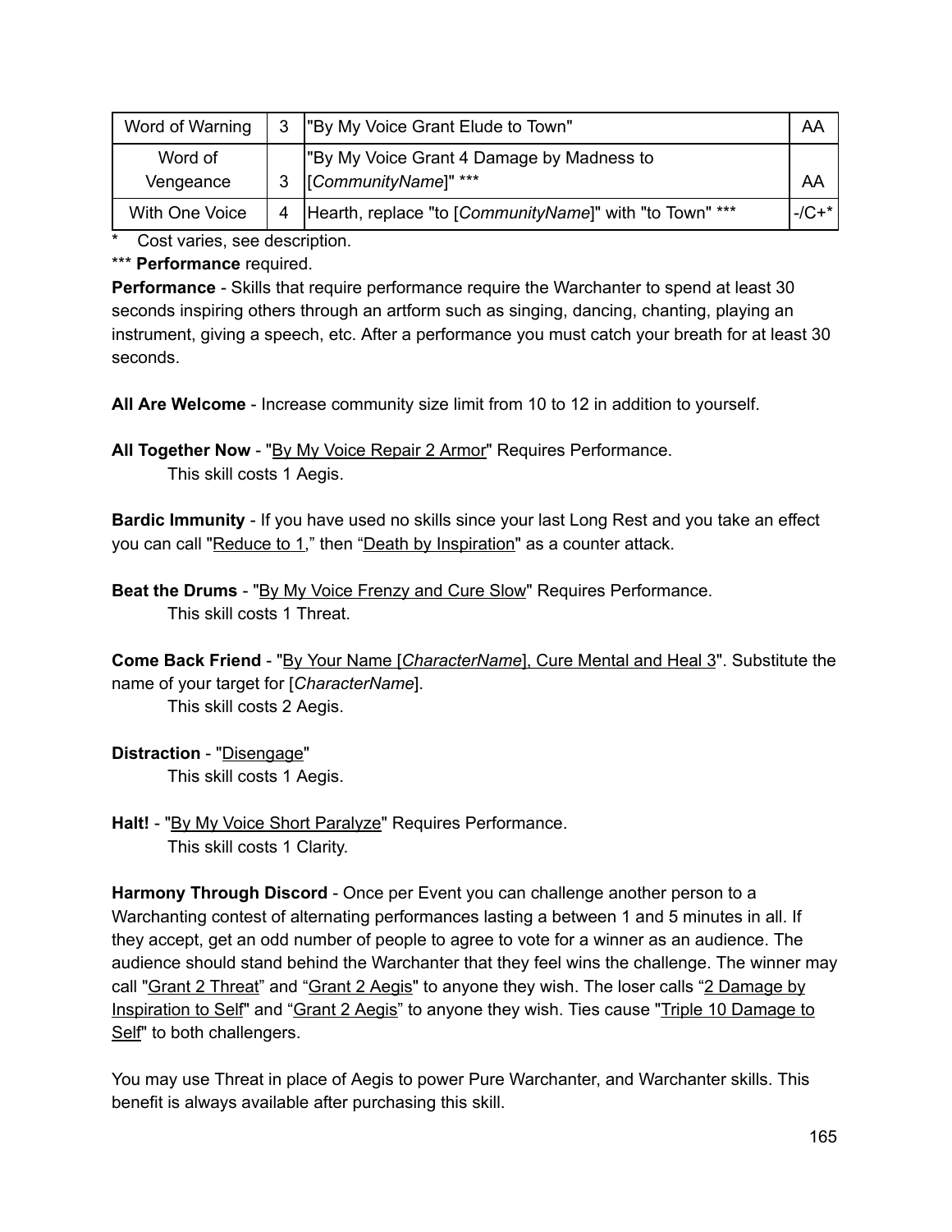| Word of Warning | 3 | "By My Voice Grant Elude to Town" | AA |
|---|---|---|---|
| Word of Vengeance | 3 | "By My Voice Grant 4 Damage by Madness to [*CommunityName*]" *** | AA |
| With One Voice | 4 | Hearth, replace "to [*CommunityName*]" with "to Town" *** | -/C+* |

\* Cost varies, see description.

*** **Performance** required.

**Performance** - Skills that require performance require the Warchanter to spend at least 30 seconds inspiring others through an artform such as singing, dancing, chanting, playing an instrument, giving a speech, etc. After a performance you must catch your breath for at least 30 seconds.

**All Are Welcome** - Increase community size limit from 10 to 12 in addition to yourself.

**All Together Now** - "By My Voice Repair 2 Armor" Requires Performance.
This skill costs 1 Aegis.

**Bardic Immunity** - If you have used no skills since your last Long Rest and you take an effect you can call "Reduce to 1," then "Death by Inspiration" as a counter attack.

**Beat the Drums** - "By My Voice Frenzy and Cure Slow" Requires Performance.
This skill costs 1 Threat.

**Come Back Friend** - "By Your Name [*CharacterName*], Cure Mental and Heal 3". Substitute the name of your target for [*CharacterName*].
This skill costs 2 Aegis.

**Distraction** - "Disengage"
This skill costs 1 Aegis.

**Halt!** - "By My Voice Short Paralyze" Requires Performance.
This skill costs 1 Clarity.

**Harmony Through Discord** - Once per Event you can challenge another person to a Warchanting contest of alternating performances lasting a between 1 and 5 minutes in all. If they accept, get an odd number of people to agree to vote for a winner as an audience. The audience should stand behind the Warchanter that they feel wins the challenge. The winner may call "Grant 2 Threat" and "Grant 2 Aegis" to anyone they wish. The loser calls "2 Damage by Inspiration to Self" and "Grant 2 Aegis" to anyone they wish. Ties cause "Triple 10 Damage to Self" to both challengers.

You may use Threat in place of Aegis to power Pure Warchanter, and Warchanter skills. This benefit is always available after purchasing this skill.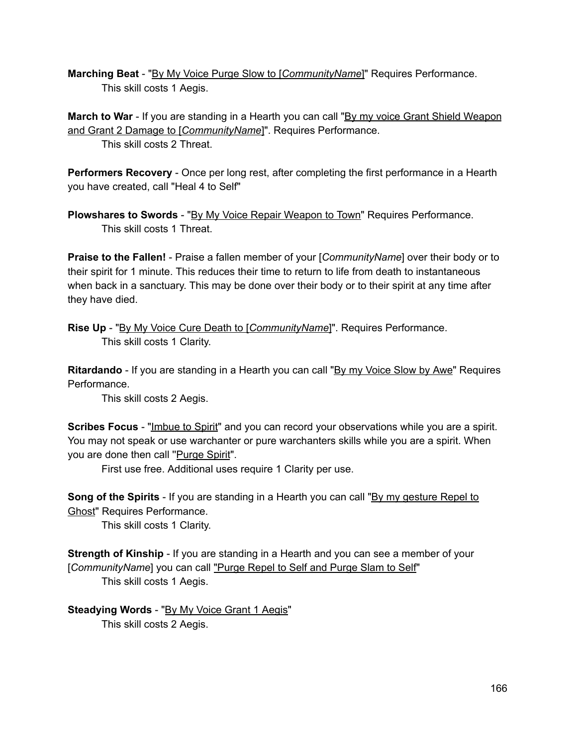**Marching Beat** - "By My Voice Purge Slow to [*CommunityName*]" Requires Performance.

This skill costs 1 Aegis.

**March to War** - If you are standing in a Hearth you can call "By my voice Grant Shield Weapon and Grant 2 Damage to [*CommunityName*]". Requires Performance.

This skill costs 2 Threat.

**Performers Recovery** - Once per long rest, after completing the first performance in a Hearth you have created, call "Heal 4 to Self"

**Plowshares to Swords** - "By My Voice Repair Weapon to Town" Requires Performance.

This skill costs 1 Threat.

**Praise to the Fallen!** - Praise a fallen member of your [*CommunityName*] over their body or to their spirit for 1 minute. This reduces their time to return to life from death to instantaneous when back in a sanctuary. This may be done over their body or to their spirit at any time after they have died.

**Rise Up** - "By My Voice Cure Death to [*CommunityName*]". Requires Performance.

This skill costs 1 Clarity.

**Ritardando** - If you are standing in a Hearth you can call "By my Voice Slow by Awe" Requires Performance.

This skill costs 2 Aegis.

**Scribes Focus** - "Imbue to Spirit" and you can record your observations while you are a spirit. You may not speak or use warchanter or pure warchanters skills while you are a spirit. When you are done then call "Purge Spirit".

First use free. Additional uses require 1 Clarity per use.

**Song of the Spirits** - If you are standing in a Hearth you can call "By my gesture Repel to Ghost" Requires Performance.

This skill costs 1 Clarity.

**Strength of Kinship** - If you are standing in a Hearth and you can see a member of your [*CommunityName*] you can call "Purge Repel to Self and Purge Slam to Self"

This skill costs 1 Aegis.

**Steadying Words** - "By My Voice Grant 1 Aegis"

This skill costs 2 Aegis.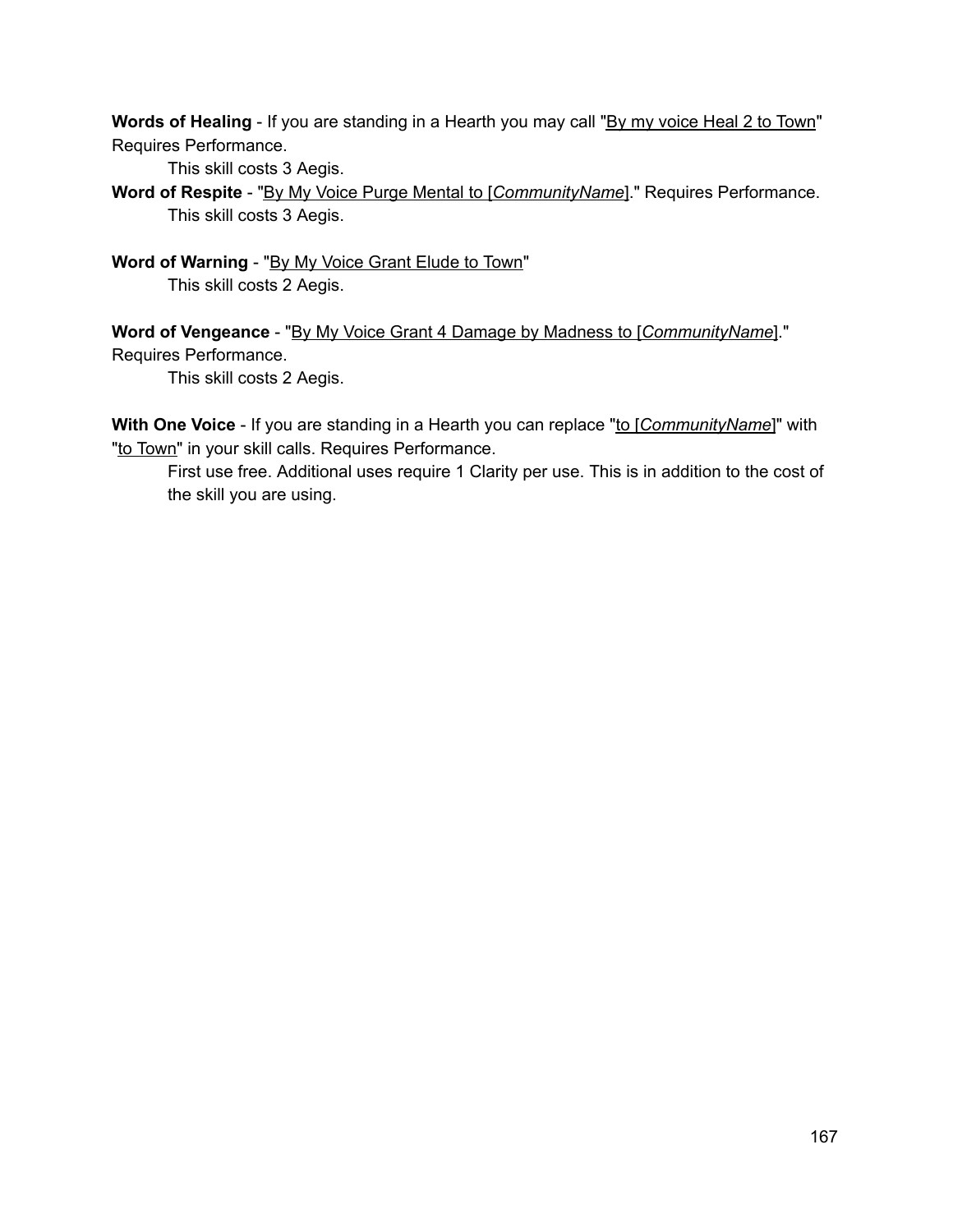**Words of Healing** - If you are standing in a Hearth you may call "By my voice Heal 2 to Town" Requires Performance.

This skill costs 3 Aegis.

**Word of Respite** - "By My Voice Purge Mental to [*CommunityName*]." Requires Performance.

This skill costs 3 Aegis.

**Word of Warning** - "By My Voice Grant Elude to Town"

This skill costs 2 Aegis.

**Word of Vengeance** - "By My Voice Grant 4 Damage by Madness to [*CommunityName*]." Requires Performance.

This skill costs 2 Aegis.

**With One Voice** - If you are standing in a Hearth you can replace "to [*CommunityName*]" with "to Town" in your skill calls. Requires Performance.

First use free. Additional uses require 1 Clarity per use. This is in addition to the cost of the skill you are using.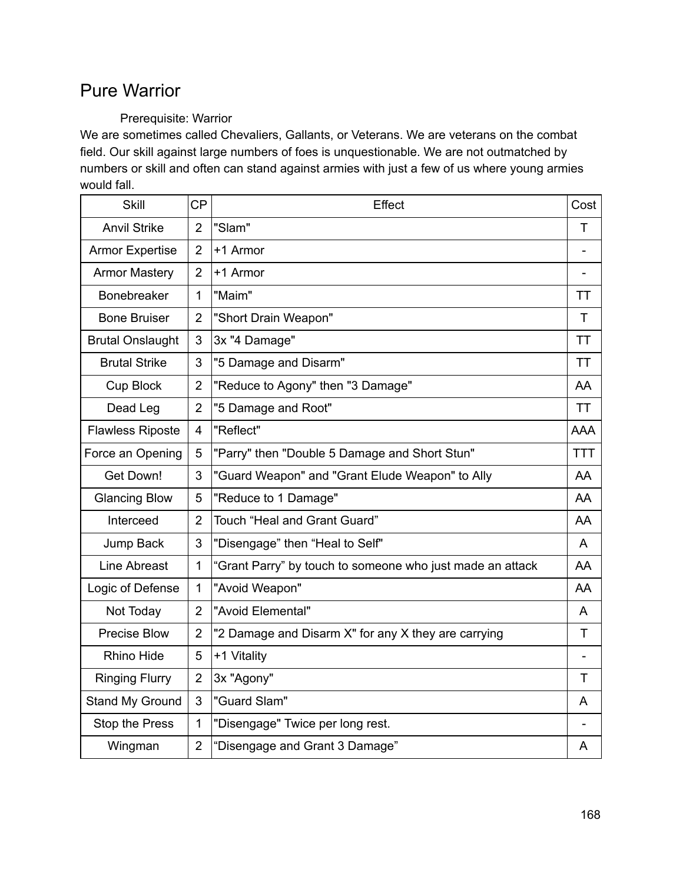# Pure Warrior

Prerequisite: Warrior

We are sometimes called Chevaliers, Gallants, or Veterans. We are veterans on the combat field. Our skill against large numbers of foes is unquestionable. We are not outmatched by numbers or skill and often can stand against armies with just a few of us where young armies would fall.

| Skill | CP | Effect | Cost |
|---|---|---|---|
| Anvil Strike | 2 | "Slam" | T |
| Armor Expertise | 2 | +1 Armor | - |
| Armor Mastery | 2 | +1 Armor | - |
| Bonebreaker | 1 | "Maim" | TT |
| Bone Bruiser | 2 | "Short Drain Weapon" | T |
| Brutal Onslaught | 3 | 3x "4 Damage" | TT |
| Brutal Strike | 3 | "5 Damage and Disarm" | TT |
| Cup Block | 2 | "Reduce to Agony" then "3 Damage" | AA |
| Dead Leg | 2 | "5 Damage and Root" | TT |
| Flawless Riposte | 4 | "Reflect" | AAA |
| Force an Opening | 5 | "Parry" then "Double 5 Damage and Short Stun" | TTT |
| Get Down! | 3 | "Guard Weapon" and "Grant Elude Weapon" to Ally | AA |
| Glancing Blow | 5 | "Reduce to 1 Damage" | AA |
| Interceed | 2 | Touch “Heal and Grant Guard” | AA |
| Jump Back | 3 | "Disengage” then “Heal to Self" | A |
| Line Abreast | 1 | “Grant Parry” by touch to someone who just made an attack | AA |
| Logic of Defense | 1 | "Avoid Weapon" | AA |
| Not Today | 2 | "Avoid Elemental" | A |
| Precise Blow | 2 | "2 Damage and Disarm X" for any X they are carrying | T |
| Rhino Hide | 5 | +1 Vitality | - |
| Ringing Flurry | 2 | 3x "Agony" | T |
| Stand My Ground | 3 | "Guard Slam" | A |
| Stop the Press | 1 | "Disengage" Twice per long rest. | - |
| Wingman | 2 | “Disengage and Grant 3 Damage” | A |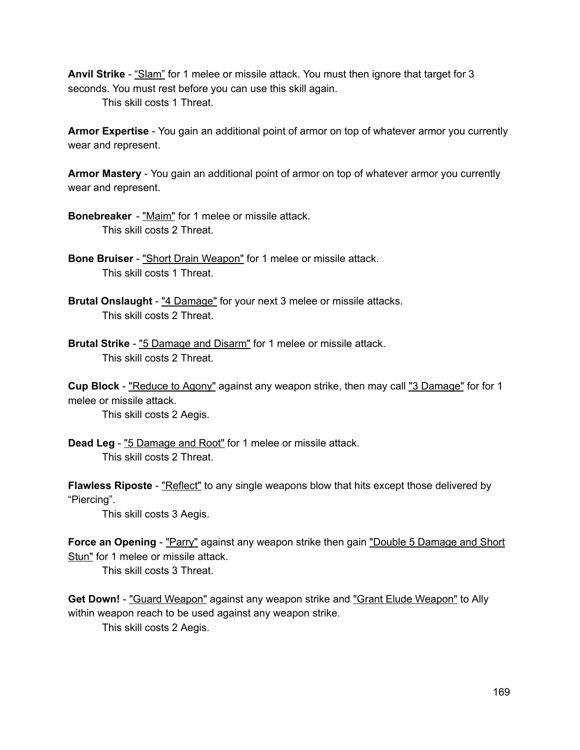**Anvil Strike** - “Slam” for 1 melee or missile attack. You must then ignore that target for 3 seconds. You must rest before you can use this skill again.

This skill costs 1 Threat.

**Armor Expertise** - You gain an additional point of armor on top of whatever armor you currently wear and represent.

**Armor Mastery** - You gain an additional point of armor on top of whatever armor you currently wear and represent.

**Bonebreaker** - "Maim" for 1 melee or missile attack.

This skill costs 2 Threat.

**Bone Bruiser** - "Short Drain Weapon" for 1 melee or missile attack.

This skill costs 1 Threat.

**Brutal Onslaught** - "4 Damage" for your next 3 melee or missile attacks.

This skill costs 2 Threat.

**Brutal Strike** - "5 Damage and Disarm" for 1 melee or missile attack.

This skill costs 2 Threat.

**Cup Block** - "Reduce to Agony" against any weapon strike, then may call "3 Damage" for for 1 melee or missile attack.

This skill costs 2 Aegis.

**Dead Leg** - "5 Damage and Root" for 1 melee or missile attack.

This skill costs 2 Threat.

**Flawless Riposte** - "Reflect" to any single weapons blow that hits except those delivered by “Piercing”.

This skill costs 3 Aegis.

**Force an Opening** - "Parry" against any weapon strike then gain "Double 5 Damage and Short Stun" for 1 melee or missile attack.

This skill costs 3 Threat.

**Get Down!** - "Guard Weapon" against any weapon strike and "Grant Elude Weapon" to Ally within weapon reach to be used against any weapon strike.

This skill costs 2 Aegis.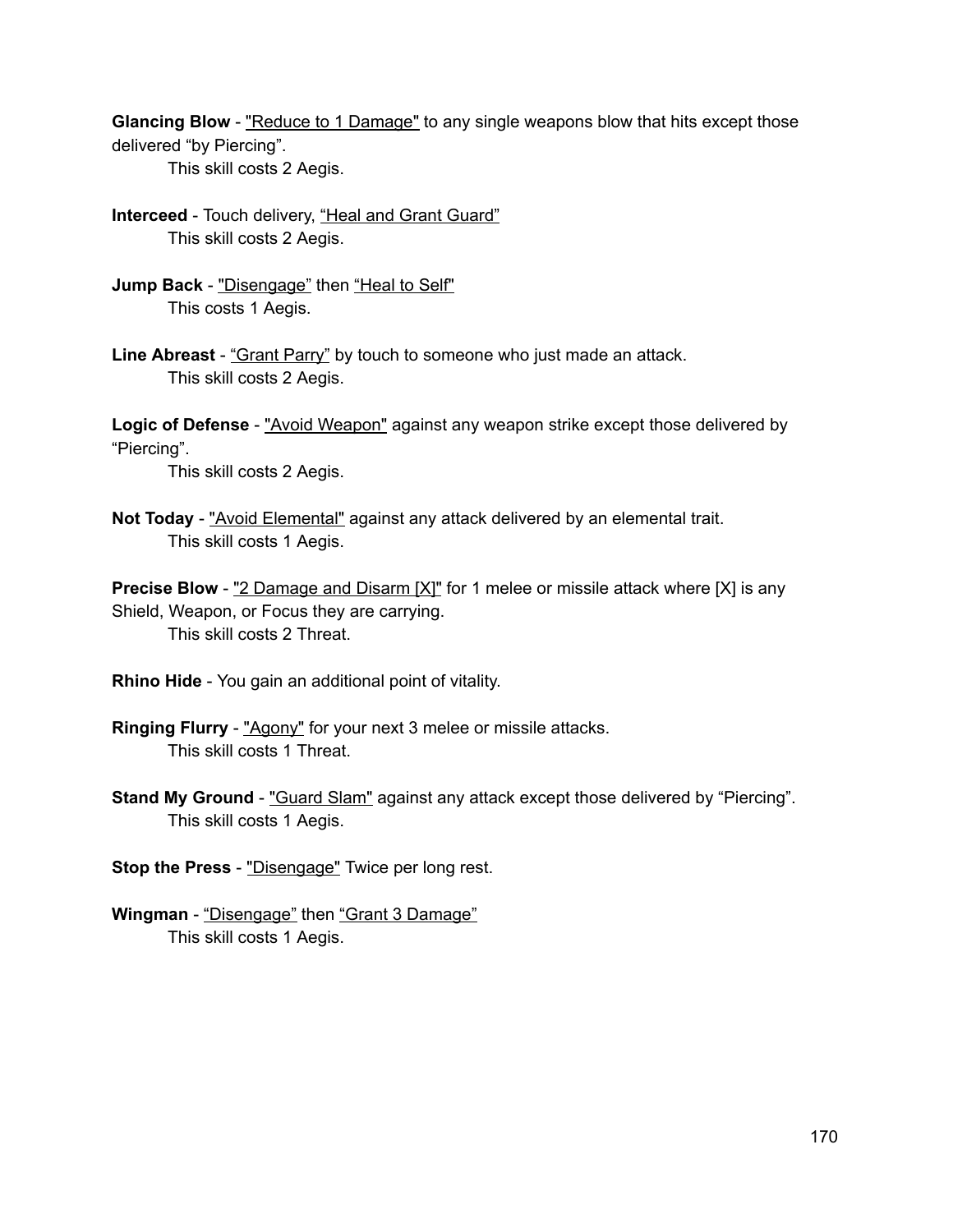**Glancing Blow** - "Reduce to 1 Damage" to any single weapons blow that hits except those delivered "by Piercing".

This skill costs 2 Aegis.

**Interceed** - Touch delivery, "Heal and Grant Guard"

This skill costs 2 Aegis.

**Jump Back** - "Disengage" then "Heal to Self"

This costs 1 Aegis.

**Line Abreast** - "Grant Parry" by touch to someone who just made an attack.

This skill costs 2 Aegis.

**Logic of Defense** - "Avoid Weapon" against any weapon strike except those delivered by "Piercing".

This skill costs 2 Aegis.

**Not Today** - "Avoid Elemental" against any attack delivered by an elemental trait.

This skill costs 1 Aegis.

**Precise Blow** - "2 Damage and Disarm [X]" for 1 melee or missile attack where [X] is any Shield, Weapon, or Focus they are carrying.

This skill costs 2 Threat.

**Rhino Hide** - You gain an additional point of vitality.

**Ringing Flurry** - "Agony" for your next 3 melee or missile attacks.

This skill costs 1 Threat.

**Stand My Ground** - "Guard Slam" against any attack except those delivered by "Piercing".

This skill costs 1 Aegis.

**Stop the Press** - "Disengage" Twice per long rest.

**Wingman** - "Disengage" then "Grant 3 Damage"

This skill costs 1 Aegis.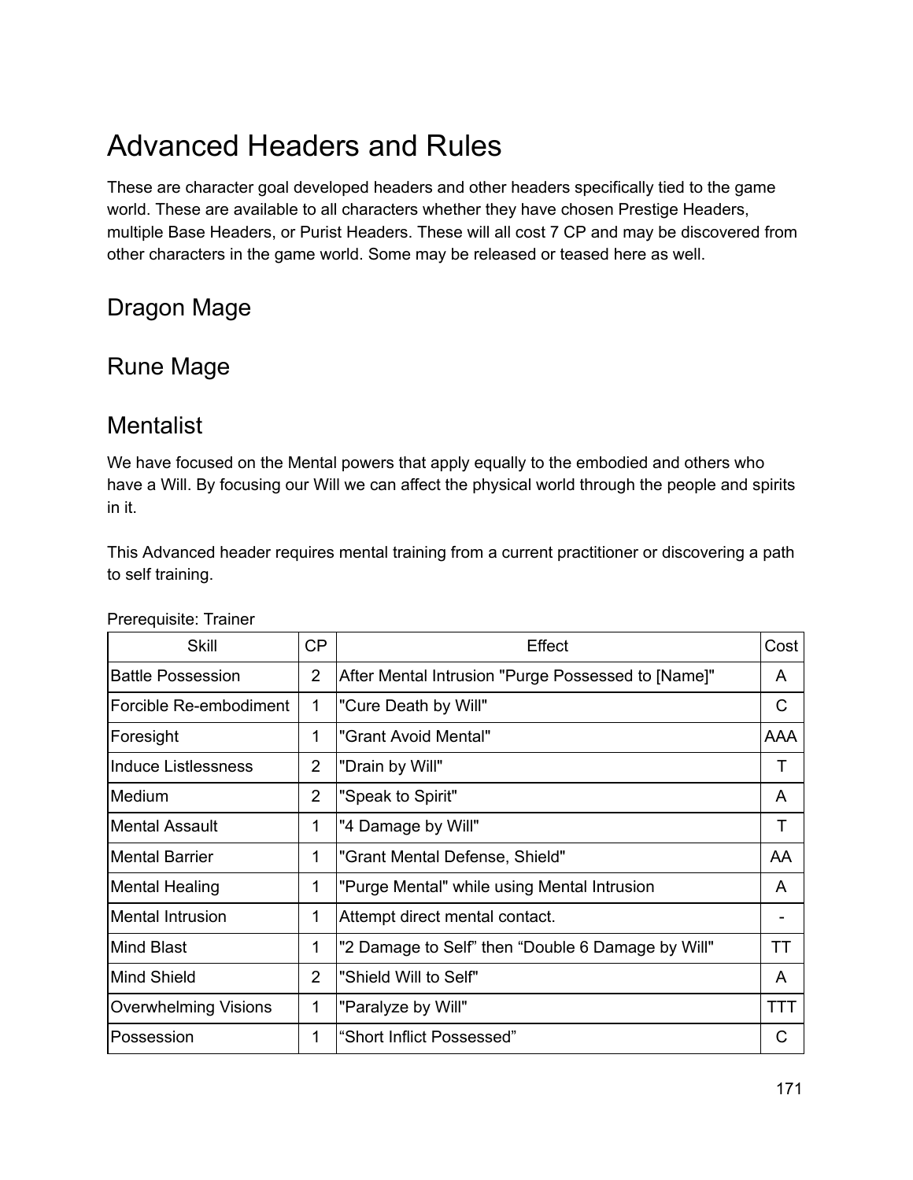# Advanced Headers and Rules

These are character goal developed headers and other headers specifically tied to the game world. These are available to all characters whether they have chosen Prestige Headers, multiple Base Headers, or Purist Headers. These will all cost 7 CP and may be discovered from other characters in the game world. Some may be released or teased here as well.

## Dragon Mage

## Rune Mage

## Mentalist

We have focused on the Mental powers that apply equally to the embodied and others who have a Will. By focusing our Will we can affect the physical world through the people and spirits in it.

This Advanced header requires mental training from a current practitioner or discovering a path to self training.

Prerequisite: Trainer

| Skill | CP | Effect | Cost |
|---|---|---|---|
| Battle Possession | 2 | After Mental Intrusion "Purge Possessed to [Name]" | A |
| Forcible Re-embodiment | 1 | "Cure Death by Will" | C |
| Foresight | 1 | "Grant Avoid Mental" | AAA |
| Induce Listlessness | 2 | "Drain by Will" | T |
| Medium | 2 | "Speak to Spirit" | A |
| Mental Assault | 1 | "4 Damage by Will" | T |
| Mental Barrier | 1 | "Grant Mental Defense, Shield" | AA |
| Mental Healing | 1 | "Purge Mental" while using Mental Intrusion | A |
| Mental Intrusion | 1 | Attempt direct mental contact. | - |
| Mind Blast | 1 | "2 Damage to Self" then "Double 6 Damage by Will" | TT |
| Mind Shield | 2 | "Shield Will to Self" | A |
| Overwhelming Visions | 1 | "Paralyze by Will" | TTT |
| Possession | 1 | "Short Inflict Possessed" | C |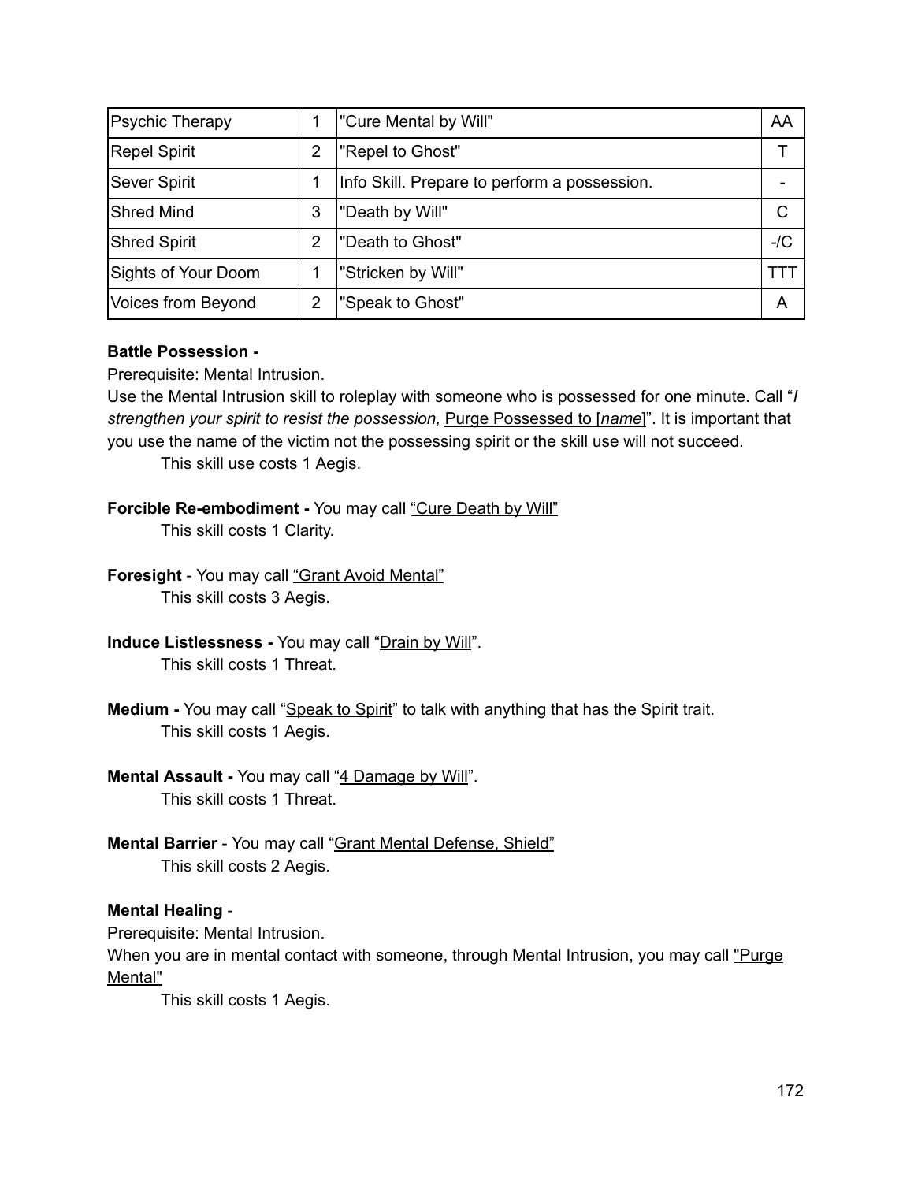| | | | |
|---|---|---|---|
| Psychic Therapy | 1 | "Cure Mental by Will" | AA |
| Repel Spirit | 2 | "Repel to Ghost" | T |
| Sever Spirit | 1 | Info Skill. Prepare to perform a possession. | - |
| Shred Mind | 3 | "Death by Will" | C |
| Shred Spirit | 2 | "Death to Ghost" | -/C |
| Sights of Your Doom | 1 | "Stricken by Will" | TTT |
| Voices from Beyond | 2 | "Speak to Ghost" | A |

**Battle Possession -**
Prerequisite: Mental Intrusion.
Use the Mental Intrusion skill to roleplay with someone who is possessed for one minute. Call "*I strengthen your spirit to resist the possession,* Purge Possessed to [*name*]". It is important that you use the name of the victim not the possessing spirit or the skill use will not succeed.

This skill use costs 1 Aegis.

**Forcible Re-embodiment -** You may call "Cure Death by Will"

This skill costs 1 Clarity.

**Foresight** - You may call "Grant Avoid Mental"

This skill costs 3 Aegis.

**Induce Listlessness -** You may call "Drain by Will".

This skill costs 1 Threat.

**Medium -** You may call "Speak to Spirit" to talk with anything that has the Spirit trait.

This skill costs 1 Aegis.

**Mental Assault -** You may call "4 Damage by Will".

This skill costs 1 Threat.

**Mental Barrier** - You may call "Grant Mental Defense, Shield"

This skill costs 2 Aegis.

**Mental Healing** -
Prerequisite: Mental Intrusion.
When you are in mental contact with someone, through Mental Intrusion, you may call "Purge Mental"

This skill costs 1 Aegis.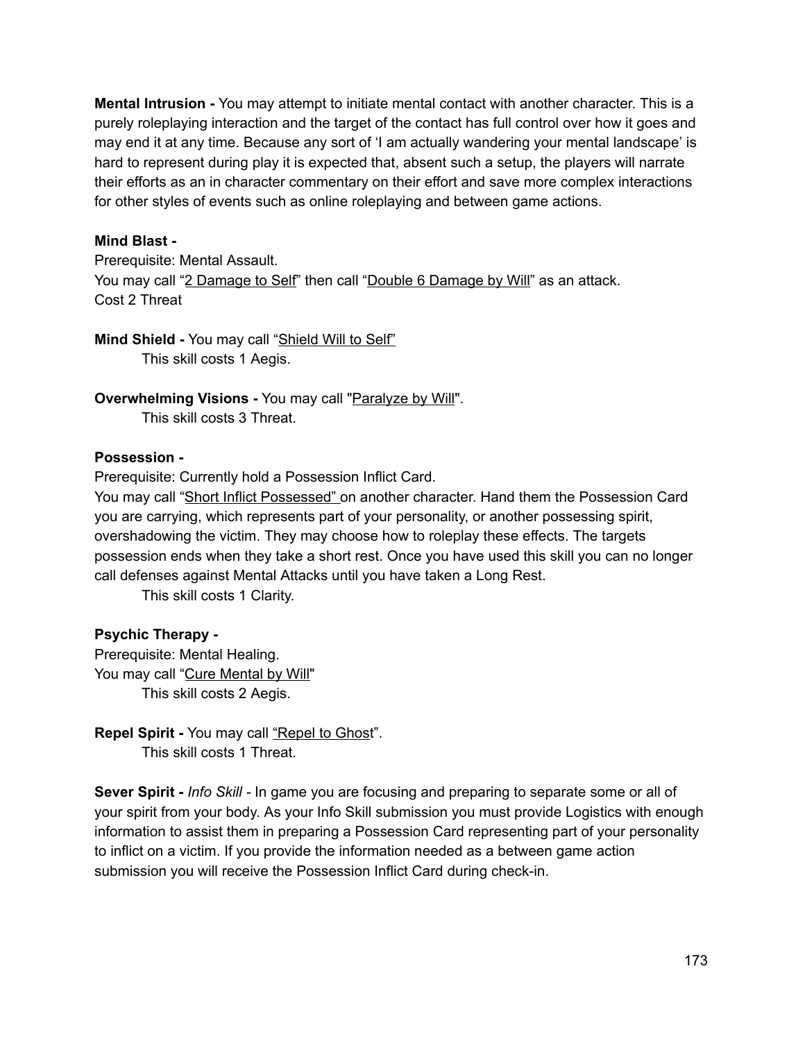**Mental Intrusion -** You may attempt to initiate mental contact with another character. This is a purely roleplaying interaction and the target of the contact has full control over how it goes and may end it at any time. Because any sort of 'I am actually wandering your mental landscape' is hard to represent during play it is expected that, absent such a setup, the players will narrate their efforts as an in character commentary on their effort and save more complex interactions for other styles of events such as online roleplaying and between game actions.

**Mind Blast -**
Prerequisite: Mental Assault.
You may call "2 Damage to Self" then call "Double 6 Damage by Will" as an attack.
Cost 2 Threat

**Mind Shield -** You may call "Shield Will to Self"

This skill costs 1 Aegis.

**Overwhelming Visions -** You may call "Paralyze by Will".

This skill costs 3 Threat.

**Possession -**
Prerequisite: Currently hold a Possession Inflict Card.
You may call "Short Inflict Possessed" on another character. Hand them the Possession Card you are carrying, which represents part of your personality, or another possessing spirit, overshadowing the victim. They may choose how to roleplay these effects. The targets possession ends when they take a short rest. Once you have used this skill you can no longer call defenses against Mental Attacks until you have taken a Long Rest.

This skill costs 1 Clarity.

**Psychic Therapy -**
Prerequisite: Mental Healing.
You may call "Cure Mental by Will"

This skill costs 2 Aegis.

**Repel Spirit -** You may call "Repel to Ghost".

This skill costs 1 Threat.

**Sever Spirit -** *Info Skill -* In game you are focusing and preparing to separate some or all of your spirit from your body. As your Info Skill submission you must provide Logistics with enough information to assist them in preparing a Possession Card representing part of your personality to inflict on a victim. If you provide the information needed as a between game action submission you will receive the Possession Inflict Card during check-in.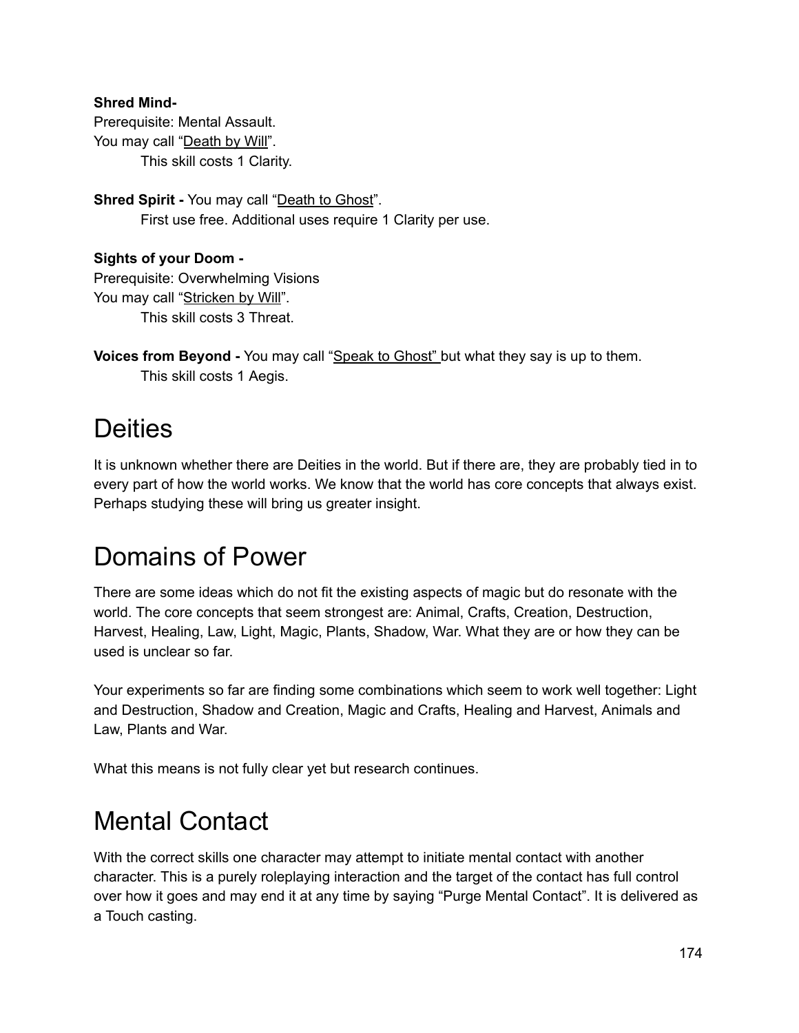**Shred Mind-**
Prerequisite: Mental Assault.
You may call "Death by Will".
This skill costs 1 Clarity.

**Shred Spirit -** You may call "Death to Ghost".
First use free. Additional uses require 1 Clarity per use.

**Sights of your Doom -**
Prerequisite: Overwhelming Visions
You may call "Stricken by Will".
This skill costs 3 Threat.

**Voices from Beyond -** You may call "Speak to Ghost" but what they say is up to them.
This skill costs 1 Aegis.

# Deities

It is unknown whether there are Deities in the world. But if there are, they are probably tied in to every part of how the world works. We know that the world has core concepts that always exist. Perhaps studying these will bring us greater insight.

# Domains of Power

There are some ideas which do not fit the existing aspects of magic but do resonate with the world. The core concepts that seem strongest are: Animal, Crafts, Creation, Destruction, Harvest, Healing, Law, Light, Magic, Plants, Shadow, War. What they are or how they can be used is unclear so far.

Your experiments so far are finding some combinations which seem to work well together: Light and Destruction, Shadow and Creation, Magic and Crafts, Healing and Harvest, Animals and Law, Plants and War.

What this means is not fully clear yet but research continues.

# Mental Contact

With the correct skills one character may attempt to initiate mental contact with another character. This is a purely roleplaying interaction and the target of the contact has full control over how it goes and may end it at any time by saying "Purge Mental Contact". It is delivered as a Touch casting.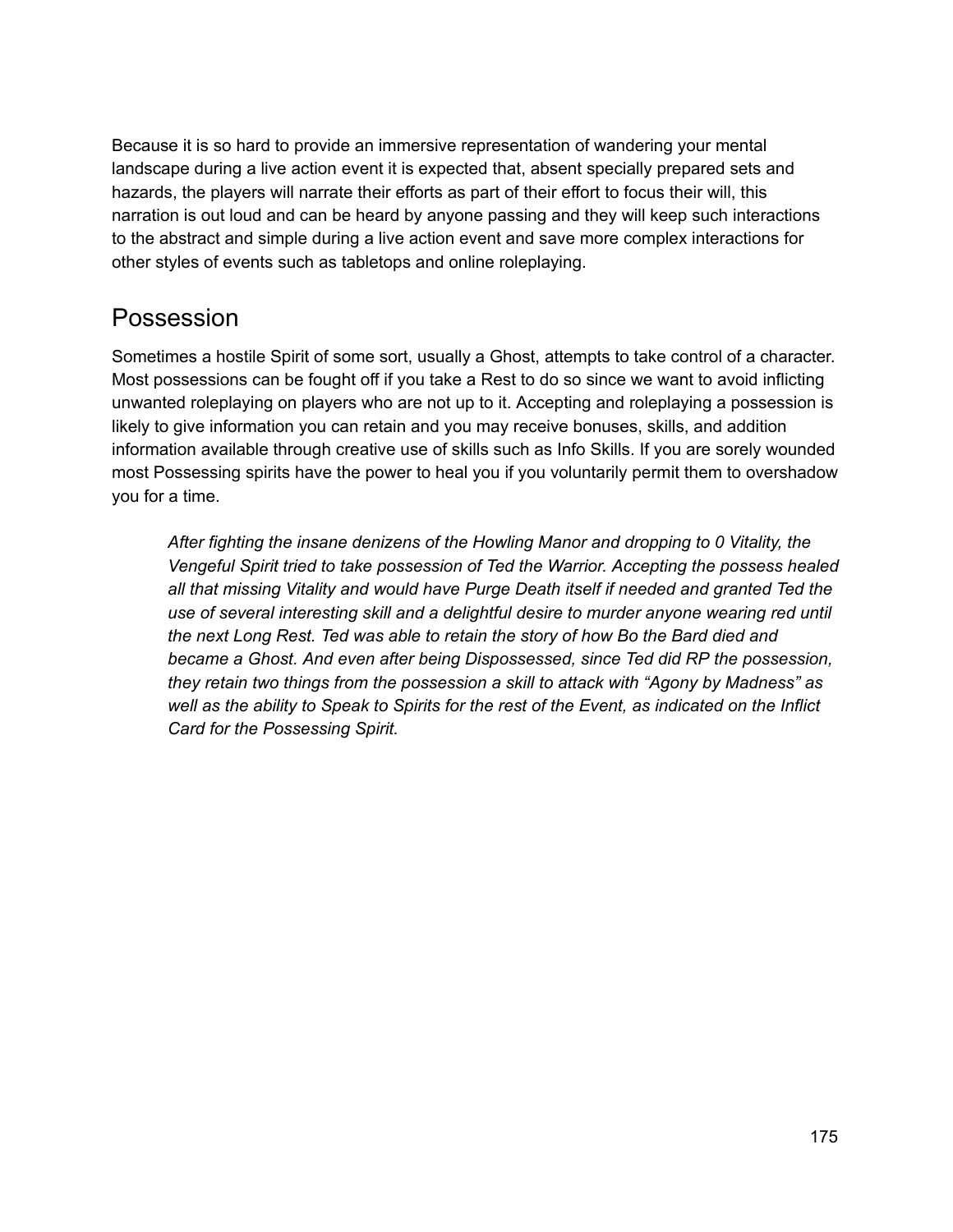Because it is so hard to provide an immersive representation of wandering your mental landscape during a live action event it is expected that, absent specially prepared sets and hazards, the players will narrate their efforts as part of their effort to focus their will, this narration is out loud and can be heard by anyone passing and they will keep such interactions to the abstract and simple during a live action event and save more complex interactions for other styles of events such as tabletops and online roleplaying.

## Possession

Sometimes a hostile Spirit of some sort, usually a Ghost, attempts to take control of a character. Most possessions can be fought off if you take a Rest to do so since we want to avoid inflicting unwanted roleplaying on players who are not up to it. Accepting and roleplaying a possession is likely to give information you can retain and you may receive bonuses, skills, and addition information available through creative use of skills such as Info Skills. If you are sorely wounded most Possessing spirits have the power to heal you if you voluntarily permit them to overshadow you for a time.

> *After fighting the insane denizens of the Howling Manor and dropping to 0 Vitality, the Vengeful Spirit tried to take possession of Ted the Warrior. Accepting the possess healed all that missing Vitality and would have Purge Death itself if needed and granted Ted the use of several interesting skill and a delightful desire to murder anyone wearing red until the next Long Rest. Ted was able to retain the story of how Bo the Bard died and became a Ghost. And even after being Dispossessed, since Ted did RP the possession, they retain two things from the possession a skill to attack with "Agony by Madness" as well as the ability to Speak to Spirits for the rest of the Event, as indicated on the Inflict Card for the Possessing Spirit.*